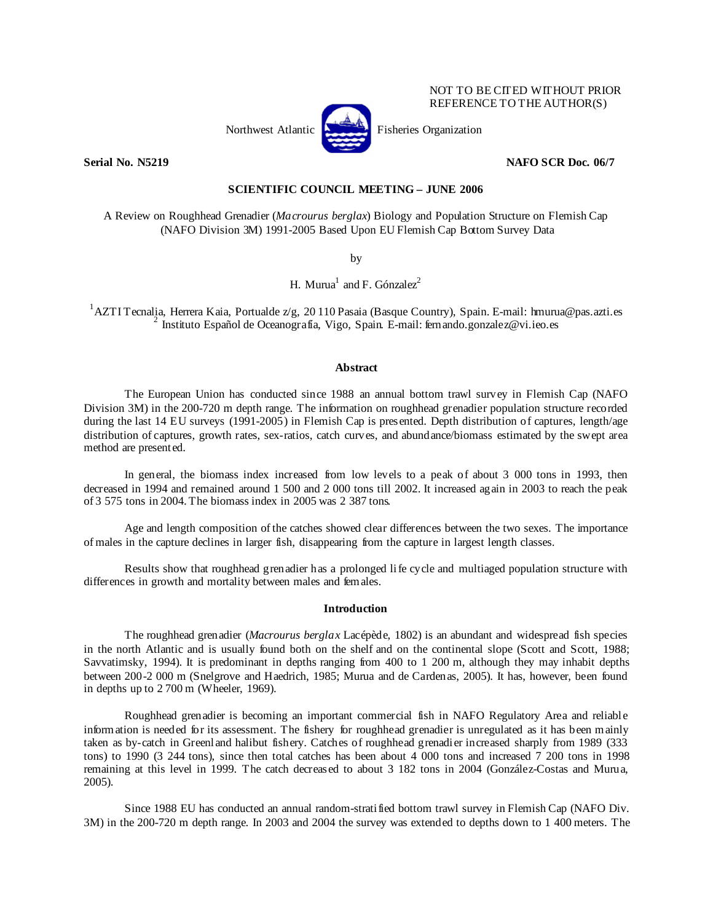NOT TO BE CITED WITHOUT PRIOR REFERENCE TO THE AUTHOR(S)

Northwest Atlantic Fisheries Organization

**Serial No. N5219** **NAFO SCR Doc. 06/7**

**SCIENTIFIC COUNCIL MEETING – JUNE 2006**

A Review on Roughhead Grenadier (*Macrourus berglax*) Biology and Population Structure on Flemish Cap (NAFO Division 3M) 1991-2005 Based Upon EU Flemish Cap Bottom Survey Data

by

H. Murua[1] and F. Gónzalez[2]

[1]AZTI Tecnalia, Herrera Kaia, Portualde z/g, 20 110 Pasaia (Basque Country), Spain. E-mail: hmurua@pas.azti.es
[2] Instituto Español de Oceanografía, Vigo, Spain. E-mail: fernando.gonzalez@vi.ieo.es

## Abstract

The European Union has conducted since 1988 an annual bottom trawl survey in Flemish Cap (NAFO Division 3M) in the 200-720 m depth range. The information on roughhead grenadier population structure recorded during the last 14 EU surveys (1991-2005) in Flemish Cap is presented. Depth distribution of captures, length/age distribution of captures, growth rates, sex-ratios, catch curves, and abundance/biomass estimated by the swept area method are presented.

In general, the biomass index increased from low levels to a peak of about 3 000 tons in 1993, then decreased in 1994 and remained around 1 500 and 2 000 tons till 2002. It increased again in 2003 to reach the peak of 3 575 tons in 2004. The biomass index in 2005 was 2 387 tons.

Age and length composition of the catches showed clear differences between the two sexes. The importance of males in the capture declines in larger fish, disappearing from the capture in largest length classes.

Results show that roughhead grenadier has a prolonged life cycle and multiaged population structure with differences in growth and mortality between males and females.

## Introduction

The roughhead grenadier (*Macrourus berglax* Lacépède, 1802) is an abundant and widespread fish species in the north Atlantic and is usually found both on the shelf and on the continental slope (Scott and Scott, 1988; Savvatimsky, 1994). It is predominant in depths ranging from 400 to 1 200 m, although they may inhabit depths between 200-2 000 m (Snelgrove and Haedrich, 1985; Murua and de Cardenas, 2005). It has, however, been found in depths up to 2 700 m (Wheeler, 1969).

Roughhead grenadier is becoming an important commercial fish in NAFO Regulatory Area and reliable information is needed for its assessment. The fishery for roughhead grenadier is unregulated as it has been mainly taken as by-catch in Greenland halibut fishery. Catches of roughhead grenadier increased sharply from 1989 (333 tons) to 1990 (3 244 tons), since then total catches has been about 4 000 tons and increased 7 200 tons in 1998 remaining at this level in 1999. The catch decreased to about 3 182 tons in 2004 (González-Costas and Murua, 2005).

Since 1988 EU has conducted an annual random-stratified bottom trawl survey in Flemish Cap (NAFO Div. 3M) in the 200-720 m depth range. In 2003 and 2004 the survey was extended to depths down to 1 400 meters. The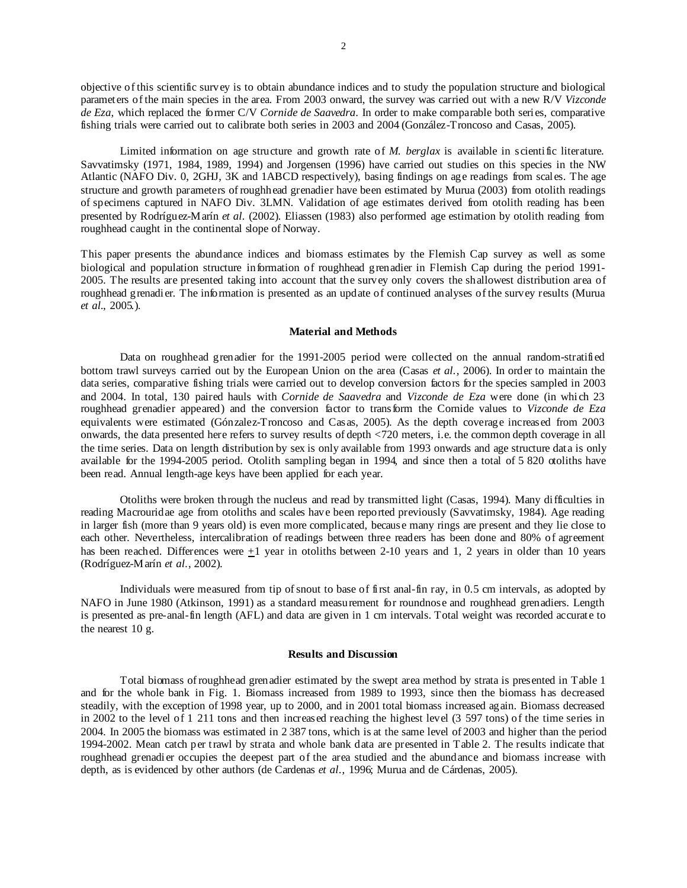objective of this scientific survey is to obtain abundance indices and to study the population structure and biological parameters of the main species in the area. From 2003 onward, the survey was carried out with a new R/V *Vizconde de Eza*, which replaced the former C/V *Cornide de Saavedra*. In order to make comparable both series, comparative fishing trials were carried out to calibrate both series in 2003 and 2004 (González-Troncoso and Casas, 2005).

Limited information on age structure and growth rate of *M. berglax* is available in scientific literature. Savvatimsky (1971, 1984, 1989, 1994) and Jorgensen (1996) have carried out studies on this species in the NW Atlantic (NAFO Div. 0, 2GHJ, 3K and 1ABCD respectively), basing findings on age readings from scales. The age structure and growth parameters of roughhead grenadier have been estimated by Murua (2003) from otolith readings of specimens captured in NAFO Div. 3LMN. Validation of age estimates derived from otolith reading has been presented by Rodríguez-Marín *et al.* (2002). Eliassen (1983) also performed age estimation by otolith reading from roughhead caught in the continental slope of Norway.

This paper presents the abundance indices and biomass estimates by the Flemish Cap survey as well as some biological and population structure information of roughhead grenadier in Flemish Cap during the period 1991-2005. The results are presented taking into account that the survey only covers the shallowest distribution area of roughhead grenadier. The information is presented as an update of continued analyses of the survey results (Murua *et al*., 2005.).

## Material and Methods

Data on roughhead grenadier for the 1991-2005 period were collected on the annual random-stratified bottom trawl surveys carried out by the European Union on the area (Casas *et al.*, 2006). In order to maintain the data series, comparative fishing trials were carried out to develop conversion factors for the species sampled in 2003 and 2004. In total, 130 paired hauls with *Cornide de Saavedra* and *Vizconde de Eza* were done (in which 23 roughhead grenadier appeared) and the conversion factor to transform the Cornide values to *Vizconde de Eza* equivalents were estimated (Gónzalez-Troncoso and Casas, 2005). As the depth coverage increased from 2003 onwards, the data presented here refers to survey results of depth <720 meters, i.e. the common depth coverage in all the time series. Data on length distribution by sex is only available from 1993 onwards and age structure data is only available for the 1994-2005 period. Otolith sampling began in 1994, and since then a total of 5 820 otoliths have been read. Annual length-age keys have been applied for each year.

Otoliths were broken through the nucleus and read by transmitted light (Casas, 1994). Many difficulties in reading Macrouridae age from otoliths and scales have been reported previously (Savvatimsky, 1984). Age reading in larger fish (more than 9 years old) is even more complicated, because many rings are present and they lie close to each other. Nevertheless, intercalibration of readings between three readers has been done and 80% of agreement has been reached. Differences were $\pm$1 year in otoliths between 2-10 years and 1, 2 years in older than 10 years (Rodríguez-Marín *et al.*, 2002).

Individuals were measured from tip of snout to base of first anal-fin ray, in 0.5 cm intervals, as adopted by NAFO in June 1980 (Atkinson, 1991) as a standard measurement for roundnose and roughhead grenadiers. Length is presented as pre-anal-fin length (AFL) and data are given in 1 cm intervals. Total weight was recorded accurate to the nearest 10 g.

## Results and Discussion

Total biomass of roughhead grenadier estimated by the swept area method by strata is presented in Table 1 and for the whole bank in Fig. 1. Biomass increased from 1989 to 1993, since then the biomass has decreased steadily, with the exception of 1998 year, up to 2000, and in 2001 total biomass increased again. Biomass decreased in 2002 to the level of 1 211 tons and then increased reaching the highest level (3 597 tons) of the time series in 2004. In 2005 the biomass was estimated in 2 387 tons, which is at the same level of 2003 and higher than the period 1994-2002. Mean catch per trawl by strata and whole bank data are presented in Table 2. The results indicate that roughhead grenadier occupies the deepest part of the area studied and the abundance and biomass increase with depth, as is evidenced by other authors (de Cardenas *et al.*, 1996; Murua and de Cárdenas, 2005).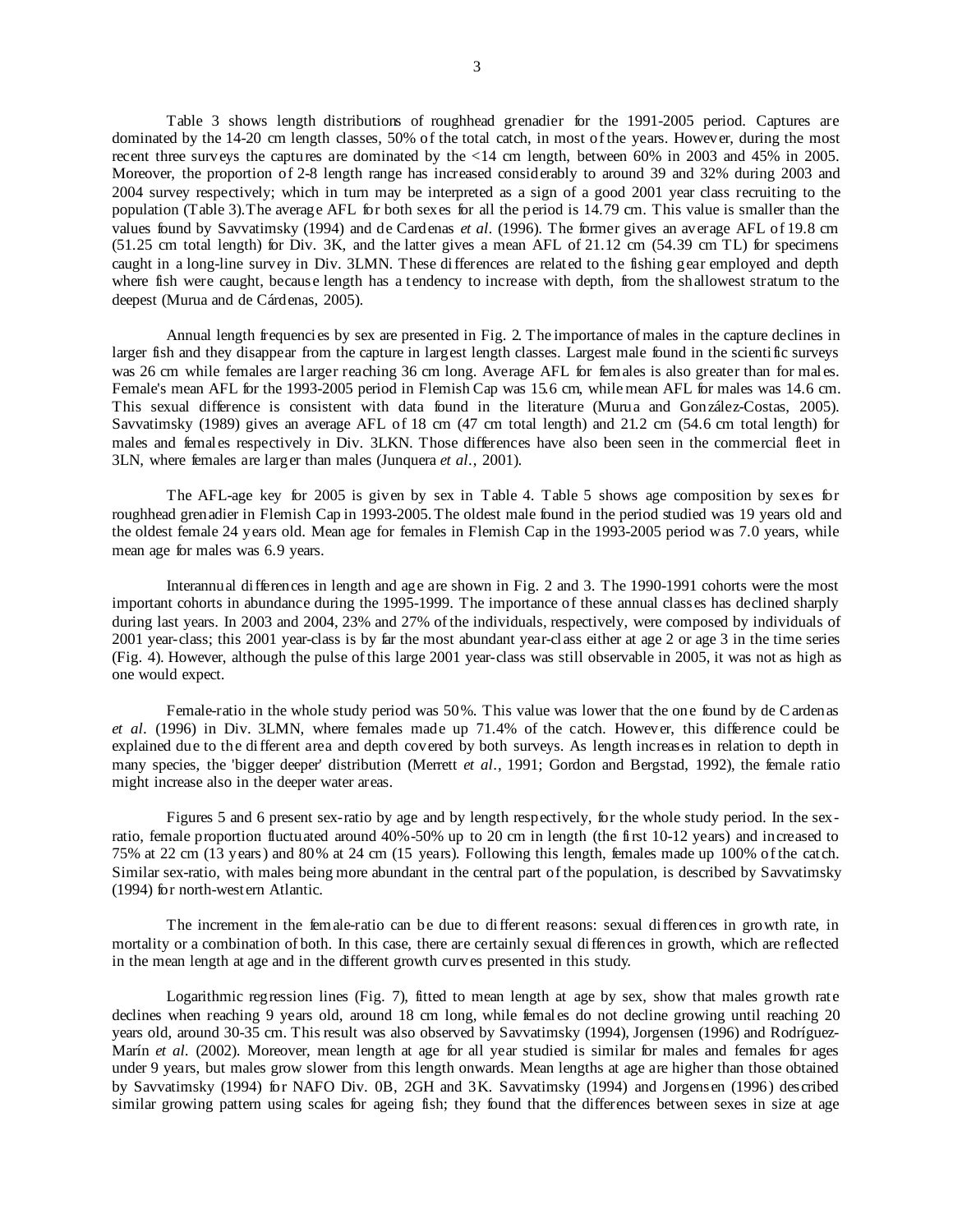Table 3 shows length distributions of roughhead grenadier for the 1991-2005 period. Captures are dominated by the 14-20 cm length classes, 50% of the total catch, in most of the years. However, during the most recent three surveys the captures are dominated by the <14 cm length, between 60% in 2003 and 45% in 2005. Moreover, the proportion of 2-8 length range has increased considerably to around 39 and 32% during 2003 and 2004 survey respectively; which in turn may be interpreted as a sign of a good 2001 year class recruiting to the population (Table 3).The average AFL for both sexes for all the period is 14.79 cm. This value is smaller than the values found by Savvatimsky (1994) and de Cardenas *et al*. (1996). The former gives an average AFL of 19.8 cm (51.25 cm total length) for Div. 3K, and the latter gives a mean AFL of 21.12 cm (54.39 cm TL) for specimens caught in a long-line survey in Div. 3LMN. These differences are related to the fishing gear employed and depth where fish were caught, because length has a tendency to increase with depth, from the shallowest stratum to the deepest (Murua and de Cárdenas, 2005).

Annual length frequencies by sex are presented in Fig. 2. The importance of males in the capture declines in larger fish and they disappear from the capture in largest length classes. Largest male found in the scientific surveys was 26 cm while females are larger reaching 36 cm long. Average AFL for females is also greater than for males. Female's mean AFL for the 1993-2005 period in Flemish Cap was 15.6 cm, while mean AFL for males was 14.6 cm. This sexual difference is consistent with data found in the literature (Murua and González-Costas, 2005). Savvatimsky (1989) gives an average AFL of 18 cm (47 cm total length) and 21.2 cm (54.6 cm total length) for males and females respectively in Div. 3LKN. Those differences have also been seen in the commercial fleet in 3LN, where females are larger than males (Junquera *et al*., 2001).

The AFL-age key for 2005 is given by sex in Table 4. Table 5 shows age composition by sexes for roughhead grenadier in Flemish Cap in 1993-2005. The oldest male found in the period studied was 19 years old and the oldest female 24 years old. Mean age for females in Flemish Cap in the 1993-2005 period was 7.0 years, while mean age for males was 6.9 years.

Interannual differences in length and age are shown in Fig. 2 and 3. The 1990-1991 cohorts were the most important cohorts in abundance during the 1995-1999. The importance of these annual classes has declined sharply during last years. In 2003 and 2004, 23% and 27% of the individuals, respectively, were composed by individuals of 2001 year-class; this 2001 year-class is by far the most abundant year-class either at age 2 or age 3 in the time series (Fig. 4). However, although the pulse of this large 2001 year-class was still observable in 2005, it was not as high as one would expect.

Female-ratio in the whole study period was 50%. This value was lower that the one found by de Cardenas *et al*. (1996) in Div. 3LMN, where females made up 71.4% of the catch. However, this difference could be explained due to the different area and depth covered by both surveys. As length increases in relation to depth in many species, the 'bigger deeper' distribution (Merrett *et al*., 1991; Gordon and Bergstad, 1992), the female ratio might increase also in the deeper water areas.

Figures 5 and 6 present sex-ratio by age and by length respectively, for the whole study period. In the sex-ratio, female proportion fluctuated around 40%-50% up to 20 cm in length (the first 10-12 years) and increased to 75% at 22 cm (13 years) and 80% at 24 cm (15 years). Following this length, females made up 100% of the catch. Similar sex-ratio, with males being more abundant in the central part of the population, is described by Savvatimsky (1994) for north-western Atlantic.

The increment in the female-ratio can be due to different reasons: sexual differences in growth rate, in mortality or a combination of both. In this case, there are certainly sexual differences in growth, which are reflected in the mean length at age and in the different growth curves presented in this study.

Logarithmic regression lines (Fig. 7), fitted to mean length at age by sex, show that males growth rate declines when reaching 9 years old, around 18 cm long, while females do not decline growing until reaching 20 years old, around 30-35 cm. This result was also observed by Savvatimsky (1994), Jorgensen (1996) and Rodríguez-Marín *et al*. (2002). Moreover, mean length at age for all year studied is similar for males and females for ages under 9 years, but males grow slower from this length onwards. Mean lengths at age are higher than those obtained by Savvatimsky (1994) for NAFO Div. 0B, 2GH and 3K. Savvatimsky (1994) and Jorgensen (1996) described similar growing pattern using scales for ageing fish; they found that the differences between sexes in size at age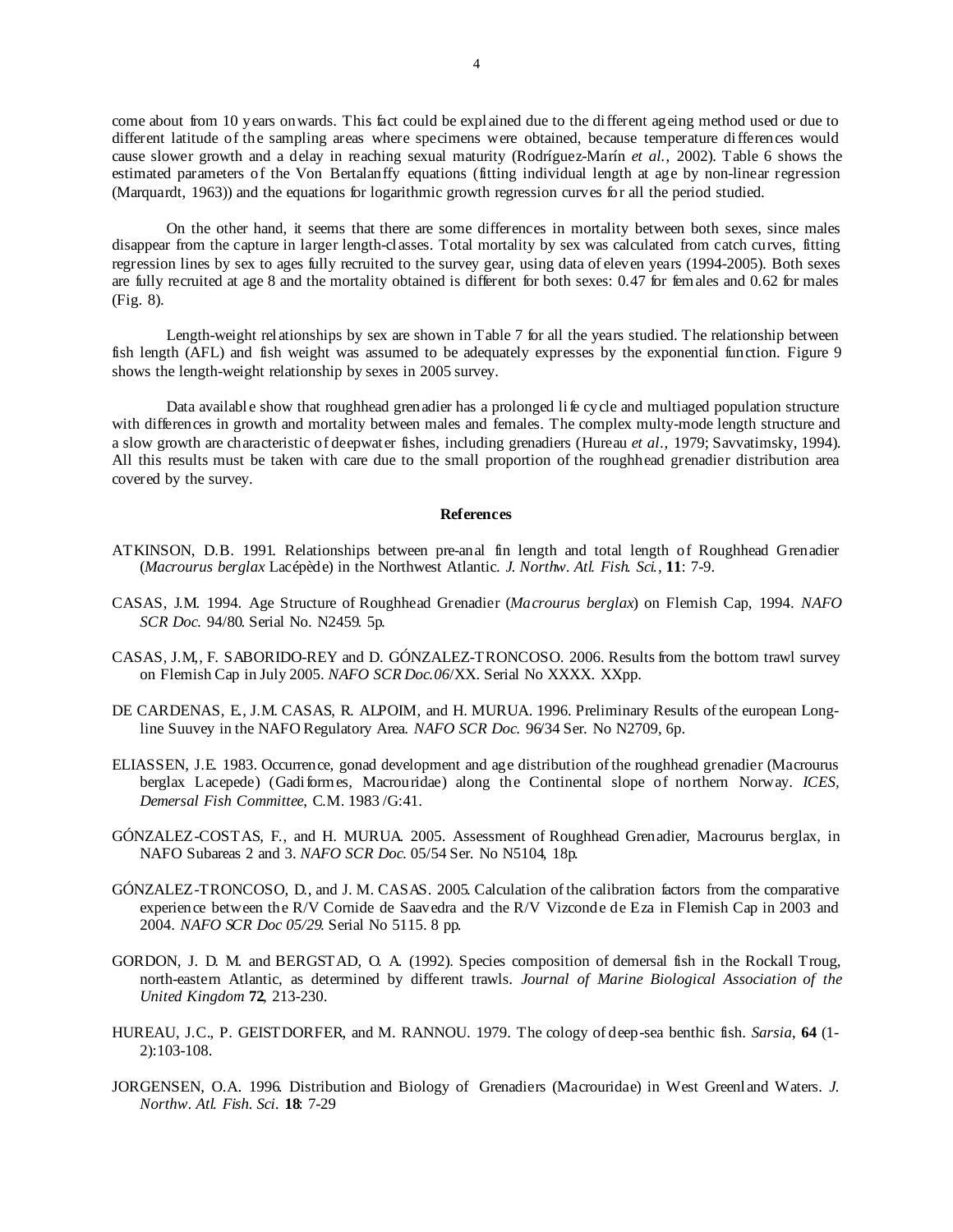come about from 10 years onwards. This fact could be explained due to the different ageing method used or due to different latitude of the sampling areas where specimens were obtained, because temperature differences would cause slower growth and a delay in reaching sexual maturity (Rodríguez-Marín *et al.*, 2002). Table 6 shows the estimated parameters of the Von Bertalanffy equations (fitting individual length at age by non-linear regression (Marquardt, 1963)) and the equations for logarithmic growth regression curves for all the period studied.

On the other hand, it seems that there are some differences in mortality between both sexes, since males disappear from the capture in larger length-classes. Total mortality by sex was calculated from catch curves, fitting regression lines by sex to ages fully recruited to the survey gear, using data of eleven years (1994-2005). Both sexes are fully recruited at age 8 and the mortality obtained is different for both sexes: 0.47 for females and 0.62 for males (Fig. 8).

Length-weight relationships by sex are shown in Table 7 for all the years studied. The relationship between fish length (AFL) and fish weight was assumed to be adequately expresses by the exponential function. Figure 9 shows the length-weight relationship by sexes in 2005 survey.

Data available show that roughhead grenadier has a prolonged life cycle and multiaged population structure with differences in growth and mortality between males and females. The complex multy-mode length structure and a slow growth are characteristic of deepwater fishes, including grenadiers (Hureau *et al.*, 1979; Savvatimsky, 1994). All this results must be taken with care due to the small proportion of the roughhead grenadier distribution area covered by the survey.

## References

ATKINSON, D.B. 1991. Relationships between pre-anal fin length and total length of Roughhead Grenadier (*Macrourus berglax* Lacépède) in the Northwest Atlantic. *J. Northw. Atl. Fish. Sci.*, **11**: 7-9.

CASAS, J.M. 1994. Age Structure of Roughhead Grenadier (*Macrourus berglax*) on Flemish Cap, 1994. *NAFO SCR Doc.* 94/80. Serial No. N2459. 5p.

CASAS, J.M., F. SABORIDO-REY and D. GÓNZALEZ-TRONCOSO. 2006. Results from the bottom trawl survey on Flemish Cap in July 2005. *NAFO SCR Doc.06*/XX. Serial No XXXX. XXpp.

DE CARDENAS, E., J.M. CASAS, R. ALPOIM, and H. MURUA. 1996. Preliminary Results of the european Long-line Suuvey in the NAFO Regulatory Area. *NAFO SCR Doc.* 96/34 Ser. No N2709, 6p.

ELIASSEN, J.E. 1983. Occurrence, gonad development and age distribution of the roughhead grenadier (Macrourus berglax Lacepede) (Gadiformes, Macrouridae) along the Continental slope of northern Norway. *ICES, Demersal Fish Committee*, C.M. 1983 /G:41.

GÓNZALEZ-COSTAS, F., and H. MURUA. 2005. Assessment of Roughhead Grenadier, Macrourus berglax, in NAFO Subareas 2 and 3. *NAFO SCR Doc.* 05/54 Ser. No N5104, 18p.

GÓNZALEZ-TRONCOSO, D., and J. M. CASAS. 2005. Calculation of the calibration factors from the comparative experience between the R/V Cornide de Saavedra and the R/V Vizconde de Eza in Flemish Cap in 2003 and 2004. *NAFO SCR Doc 05/29*. Serial No 5115. 8 pp.

GORDON, J. D. M. and BERGSTAD, O. A. (1992). Species composition of demersal fish in the Rockall Troug, north-eastern Atlantic, as determined by different trawls. *Journal of Marine Biological Association of the United Kingdom* **72**, 213-230.

HUREAU, J.C., P. GEISTDORFER, and M. RANNOU. 1979. The cology of deep-sea benthic fish. *Sarsia*, **64** (1-2):103-108.

JORGENSEN, O.A. 1996. Distribution and Biology of Grenadiers (Macrouridae) in West Greenland Waters. *J. Northw. Atl. Fish. Sci.* **18**: 7-29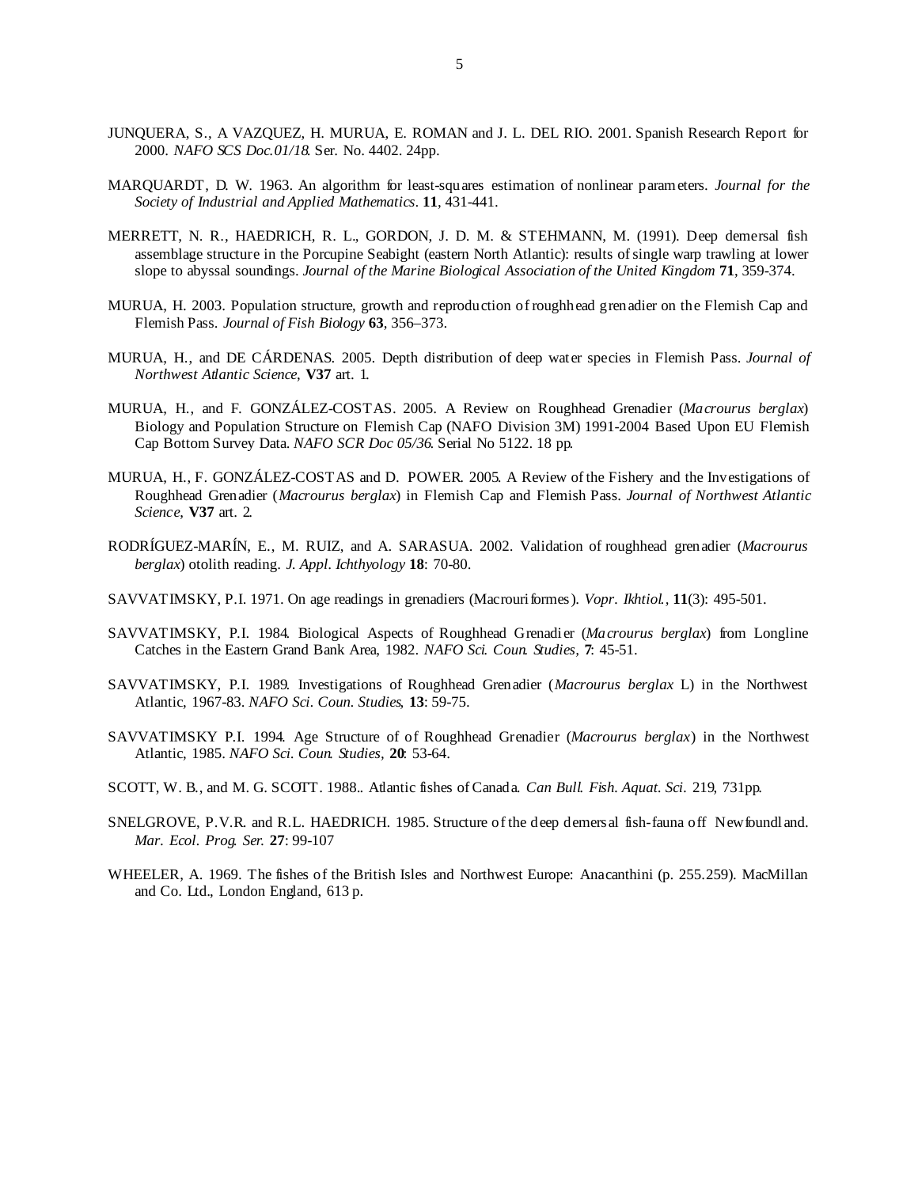JUNQUERA, S., A VAZQUEZ, H. MURUA, E. ROMAN and J. L. DEL RIO. 2001. Spanish Research Report for 2000. *NAFO SCS Doc.01/18*. Ser. No. 4402. 24pp.

MARQUARDT, D. W. 1963. An algorithm for least-squares estimation of nonlinear parameters. *Journal for the Society of Industrial and Applied Mathematics*. **11**, 431-441.

MERRETT, N. R., HAEDRICH, R. L., GORDON, J. D. M. & STEHMANN, M. (1991). Deep demersal fish assemblage structure in the Porcupine Seabight (eastern North Atlantic): results of single warp trawling at lower slope to abyssal soundings. *Journal of the Marine Biological Association of the United Kingdom* **71**, 359-374.

MURUA, H. 2003. Population structure, growth and reproduction of roughhead grenadier on the Flemish Cap and Flemish Pass. *Journal of Fish Biology* **63**, 356–373.

MURUA, H., and DE CÁRDENAS. 2005. Depth distribution of deep water species in Flemish Pass. *Journal of Northwest Atlantic Science*, **V37** art. 1.

MURUA, H., and F. GONZÁLEZ-COSTAS. 2005. A Review on Roughhead Grenadier (*Macrourus berglax*) Biology and Population Structure on Flemish Cap (NAFO Division 3M) 1991-2004 Based Upon EU Flemish Cap Bottom Survey Data. *NAFO SCR Doc 05/36*. Serial No 5122. 18 pp.

MURUA, H., F. GONZÁLEZ-COSTAS and D. POWER. 2005. A Review of the Fishery and the Investigations of Roughhead Grenadier (*Macrourus berglax*) in Flemish Cap and Flemish Pass. *Journal of Northwest Atlantic Science*, **V37** art. 2.

RODRÍGUEZ-MARÍN, E., M. RUIZ, and A. SARASUA. 2002. Validation of roughhead grenadier (*Macrourus berglax*) otolith reading. *J. Appl. Ichthyology* **18**: 70-80.

SAVVATIMSKY, P.I. 1971. On age readings in grenadiers (Macrouriformes). *Vopr. Ikhtiol.*, **11**(3): 495-501.

SAVVATIMSKY, P.I. 1984. Biological Aspects of Roughhead Grenadier (*Macrourus berglax*) from Longline Catches in the Eastern Grand Bank Area, 1982. *NAFO Sci. Coun. Studies,* **7**: 45-51.

SAVVATIMSKY, P.I. 1989. Investigations of Roughhead Grenadier (*Macrourus berglax* L) in the Northwest Atlantic, 1967-83. *NAFO Sci. Coun. Studies*, **13**: 59-75.

SAVVATIMSKY P.I. 1994. Age Structure of of Roughhead Grenadier (*Macrourus berglax*) in the Northwest Atlantic, 1985. *NAFO Sci. Coun. Studies,* **20**: 53-64.

SCOTT, W. B., and M. G. SCOTT. 1988.. Atlantic fishes of Canada. *Can Bull. Fish. Aquat. Sci*. 219, 731pp.

SNELGROVE, P.V.R. and R.L. HAEDRICH. 1985. Structure of the deep demersal fish-fauna off Newfoundland. *Mar. Ecol. Prog. Ser.* **27**: 99-107

WHEELER, A. 1969. The fishes of the British Isles and Northwest Europe: Anacanthini (p. 255.259). MacMillan and Co. Ltd., London England, 613 p.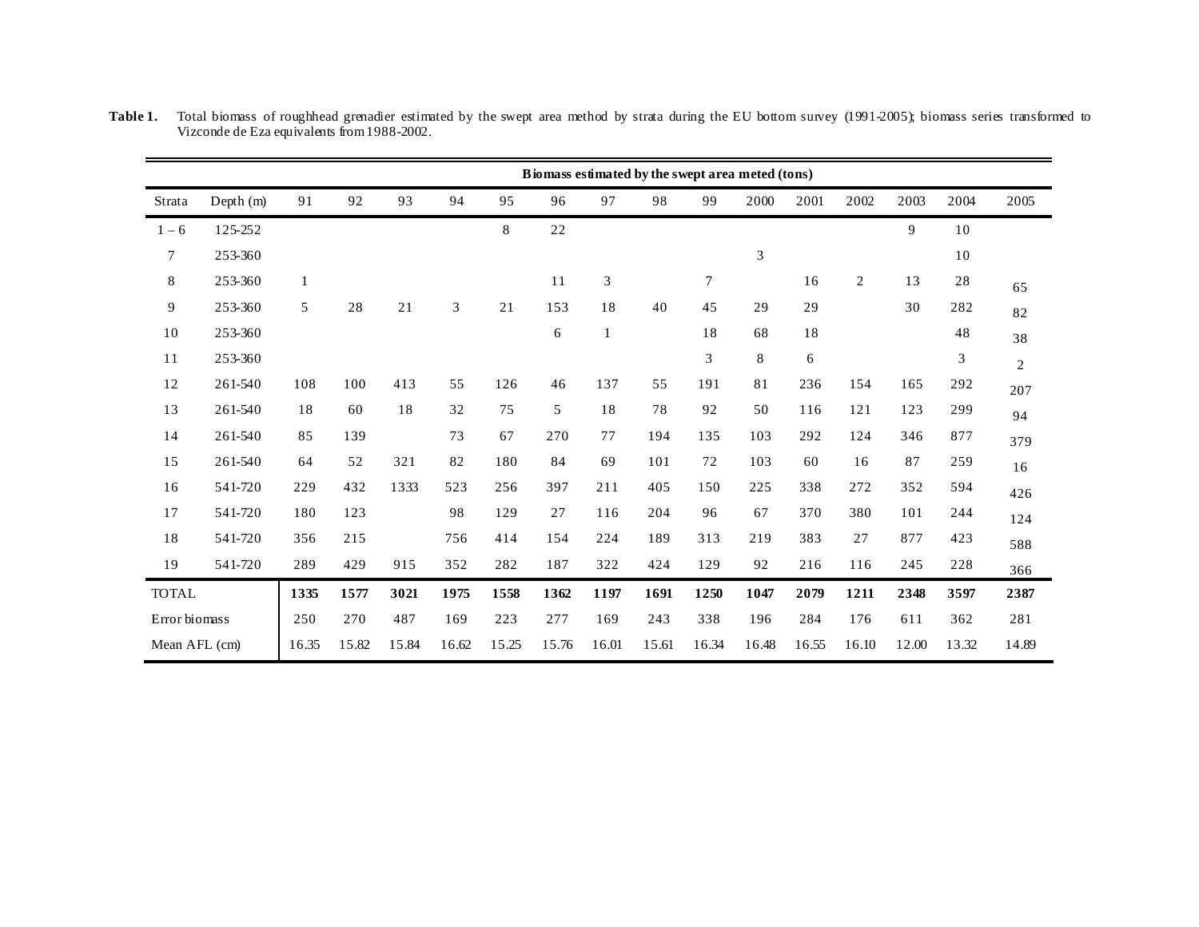**Table 1.** Total biomass of roughhead grenadier estimated by the swept area method by strata during the EU bottom survey (1991-2005); biomass series transformed to Vizconde de Eza equivalents from 1988-2002.

| | | **Biomass estimated by the swept area meted (tons)** | | | | | | | | | | | | | | |
|---|---|---|---|---|---|---|---|---|---|---|---|---|---|---|---|---|
| Strata | Depth (m) | 91 | 92 | 93 | 94 | 95 | 96 | 97 | 98 | 99 | 2000 | 2001 | 2002 | 2003 | 2004 | 2005 |
| 1 – 6 | 125-252 | | | | | 8 | 22 | | | | | | | 9 | 10 | |
| 7 | 253-360 | | | | | | | | | | 3 | | | | 10 | |
| 8 | 253-360 | 1 | | | | | 11 | 3 | | 7 | | 16 | 2 | 13 | 28 | 65 |
| 9 | 253-360 | 5 | 28 | 21 | 3 | 21 | 153 | 18 | 40 | 45 | 29 | 29 | | 30 | 282 | 82 |
| 10 | 253-360 | | | | | | 6 | 1 | | 18 | 68 | 18 | | | 48 | 38 |
| 11 | 253-360 | | | | | | | | | 3 | 8 | 6 | | | 3 | 2 |
| 12 | 261-540 | 108 | 100 | 413 | 55 | 126 | 46 | 137 | 55 | 191 | 81 | 236 | 154 | 165 | 292 | 207 |
| 13 | 261-540 | 18 | 60 | 18 | 32 | 75 | 5 | 18 | 78 | 92 | 50 | 116 | 121 | 123 | 299 | 94 |
| 14 | 261-540 | 85 | 139 | | 73 | 67 | 270 | 77 | 194 | 135 | 103 | 292 | 124 | 346 | 877 | 379 |
| 15 | 261-540 | 64 | 52 | 321 | 82 | 180 | 84 | 69 | 101 | 72 | 103 | 60 | 16 | 87 | 259 | 16 |
| 16 | 541-720 | 229 | 432 | 1333 | 523 | 256 | 397 | 211 | 405 | 150 | 225 | 338 | 272 | 352 | 594 | 426 |
| 17 | 541-720 | 180 | 123 | | 98 | 129 | 27 | 116 | 204 | 96 | 67 | 370 | 380 | 101 | 244 | 124 |
| 18 | 541-720 | 356 | 215 | | 756 | 414 | 154 | 224 | 189 | 313 | 219 | 383 | 27 | 877 | 423 | 588 |
| 19 | 541-720 | 289 | 429 | 915 | 352 | 282 | 187 | 322 | 424 | 129 | 92 | 216 | 116 | 245 | 228 | 366 |
| TOTAL | | **1335** | **1577** | **3021** | **1975** | **1558** | **1362** | **1197** | **1691** | **1250** | **1047** | **2079** | **1211** | **2348** | **3597** | **2387** |
| Error biomass | | 250 | 270 | 487 | 169 | 223 | 277 | 169 | 243 | 338 | 196 | 284 | 176 | 611 | 362 | 281 |
| Mean AFL (cm) | | 16.35 | 15.82 | 15.84 | 16.62 | 15.25 | 15.76 | 16.01 | 15.61 | 16.34 | 16.48 | 16.55 | 16.10 | 12.00 | 13.32 | 14.89 |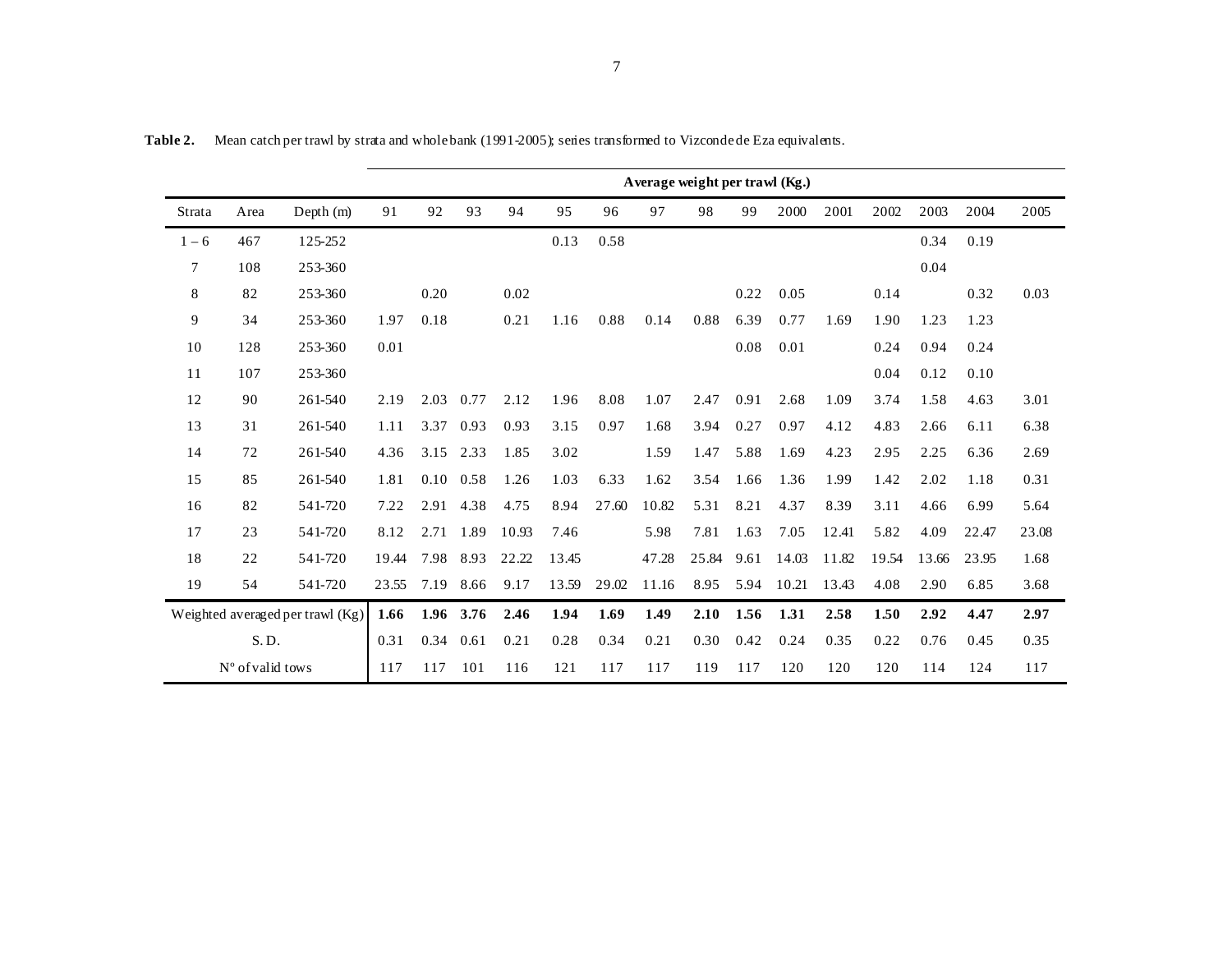**Table 2.** Mean catch per trawl by strata and whole bank (1991-2005); series transformed to Vizconde de Eza equivalents.

| | | | **Average weight per trawl (Kg.)** | | | | | | | | | | | | | | |
|---|---|---|---|---|---|---|---|---|---|---|---|---|---|---|---|---|---|
| Strata | Area | Depth (m) | 91 | 92 | 93 | 94 | 95 | 96 | 97 | 98 | 99 | 2000 | 2001 | 2002 | 2003 | 2004 | 2005 |
| 1 – 6 | 467 | 125-252 | | | | | 0.13 | 0.58 | | | | | | | 0.34 | 0.19 | |
| 7 | 108 | 253-360 | | | | | | | | | | | | | 0.04 | | |
| 8 | 82 | 253-360 | | 0.20 | | 0.02 | | | | | 0.22 | 0.05 | | 0.14 | | 0.32 | 0.03 |
| 9 | 34 | 253-360 | 1.97 | 0.18 | | 0.21 | 1.16 | 0.88 | 0.14 | 0.88 | 6.39 | 0.77 | 1.69 | 1.90 | 1.23 | 1.23 | |
| 10 | 128 | 253-360 | 0.01 | | | | | | | | 0.08 | 0.01 | | 0.24 | 0.94 | 0.24 | |
| 11 | 107 | 253-360 | | | | | | | | | | | | 0.04 | 0.12 | 0.10 | |
| 12 | 90 | 261-540 | 2.19 | 2.03 | 0.77 | 2.12 | 1.96 | 8.08 | 1.07 | 2.47 | 0.91 | 2.68 | 1.09 | 3.74 | 1.58 | 4.63 | 3.01 |
| 13 | 31 | 261-540 | 1.11 | 3.37 | 0.93 | 0.93 | 3.15 | 0.97 | 1.68 | 3.94 | 0.27 | 0.97 | 4.12 | 4.83 | 2.66 | 6.11 | 6.38 |
| 14 | 72 | 261-540 | 4.36 | 3.15 | 2.33 | 1.85 | 3.02 | | 1.59 | 1.47 | 5.88 | 1.69 | 4.23 | 2.95 | 2.25 | 6.36 | 2.69 |
| 15 | 85 | 261-540 | 1.81 | 0.10 | 0.58 | 1.26 | 1.03 | 6.33 | 1.62 | 3.54 | 1.66 | 1.36 | 1.99 | 1.42 | 2.02 | 1.18 | 0.31 |
| 16 | 82 | 541-720 | 7.22 | 2.91 | 4.38 | 4.75 | 8.94 | 27.60 | 10.82 | 5.31 | 8.21 | 4.37 | 8.39 | 3.11 | 4.66 | 6.99 | 5.64 |
| 17 | 23 | 541-720 | 8.12 | 2.71 | 1.89 | 10.93 | 7.46 | | 5.98 | 7.81 | 1.63 | 7.05 | 12.41 | 5.82 | 4.09 | 22.47 | 23.08 |
| 18 | 22 | 541-720 | 19.44 | 7.98 | 8.93 | 22.22 | 13.45 | | 47.28 | 25.84 | 9.61 | 14.03 | 11.82 | 19.54 | 13.66 | 23.95 | 1.68 |
| 19 | 54 | 541-720 | 23.55 | 7.19 | 8.66 | 9.17 | 13.59 | 29.02 | 11.16 | 8.95 | 5.94 | 10.21 | 13.43 | 4.08 | 2.90 | 6.85 | 3.68 |
| Weighted averaged per trawl (Kg) | | | **1.66** | **1.96** | **3.76** | **2.46** | **1.94** | **1.69** | **1.49** | **2.10** | **1.56** | **1.31** | **2.58** | **1.50** | **2.92** | **4.47** | **2.97** |
| S. D. | | | 0.31 | 0.34 | 0.61 | 0.21 | 0.28 | 0.34 | 0.21 | 0.30 | 0.42 | 0.24 | 0.35 | 0.22 | 0.76 | 0.45 | 0.35 |
| Nº of valid tows | | | 117 | 117 | 101 | 116 | 121 | 117 | 117 | 119 | 117 | 120 | 120 | 120 | 114 | 124 | 117 |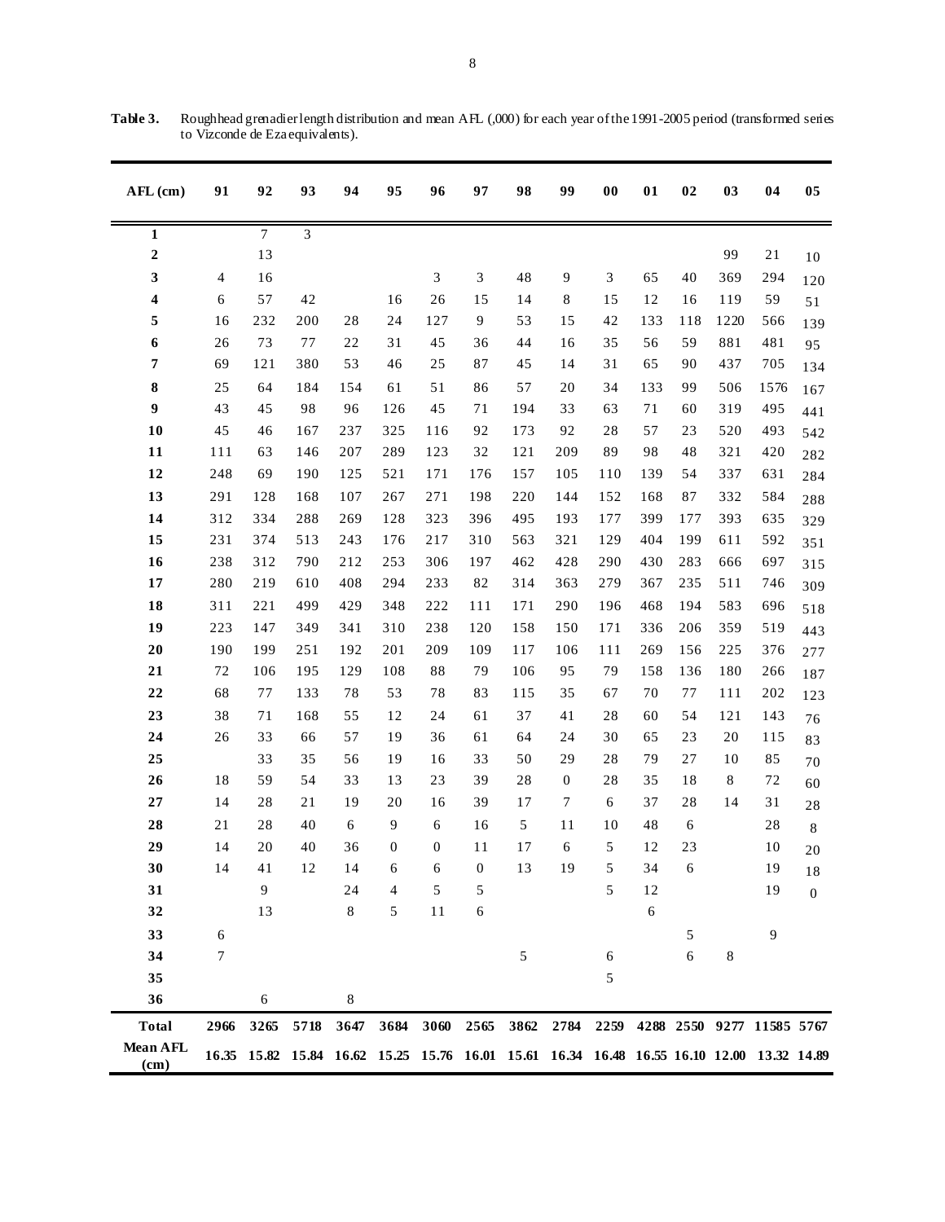**Table 3.** Roughhead grenadier length distribution and mean AFL (,000) for each year of the 1991-2005 period (transformed series to Vizconde de Eza equivalents).

| AFL (cm) | 91 | 92 | 93 | 94 | 95 | 96 | 97 | 98 | 99 | 00 | 01 | 02 | 03 | 04 | 05 |
|---|---|---|---|---|---|---|---|---|---|---|---|---|---|---|---|
| **1** | | 7 | 3 | | | | | | | | | | | | |
| **2** | | 13 | | | | | | | | | | | 99 | 21 | 10 |
| **3** | 4 | 16 | | | | 3 | 3 | 48 | 9 | 3 | 65 | 40 | 369 | 294 | 120 |
| **4** | 6 | 57 | 42 | | 16 | 26 | 15 | 14 | 8 | 15 | 12 | 16 | 119 | 59 | 51 |
| **5** | 16 | 232 | 200 | 28 | 24 | 127 | 9 | 53 | 15 | 42 | 133 | 118 | 1220 | 566 | 139 |
| **6** | 26 | 73 | 77 | 22 | 31 | 45 | 36 | 44 | 16 | 35 | 56 | 59 | 881 | 481 | 95 |
| **7** | 69 | 121 | 380 | 53 | 46 | 25 | 87 | 45 | 14 | 31 | 65 | 90 | 437 | 705 | 134 |
| **8** | 25 | 64 | 184 | 154 | 61 | 51 | 86 | 57 | 20 | 34 | 133 | 99 | 506 | 1576 | 167 |
| **9** | 43 | 45 | 98 | 96 | 126 | 45 | 71 | 194 | 33 | 63 | 71 | 60 | 319 | 495 | 441 |
| **10** | 45 | 46 | 167 | 237 | 325 | 116 | 92 | 173 | 92 | 28 | 57 | 23 | 520 | 493 | 542 |
| **11** | 111 | 63 | 146 | 207 | 289 | 123 | 32 | 121 | 209 | 89 | 98 | 48 | 321 | 420 | 282 |
| **12** | 248 | 69 | 190 | 125 | 521 | 171 | 176 | 157 | 105 | 110 | 139 | 54 | 337 | 631 | 284 |
| **13** | 291 | 128 | 168 | 107 | 267 | 271 | 198 | 220 | 144 | 152 | 168 | 87 | 332 | 584 | 288 |
| **14** | 312 | 334 | 288 | 269 | 128 | 323 | 396 | 495 | 193 | 177 | 399 | 177 | 393 | 635 | 329 |
| **15** | 231 | 374 | 513 | 243 | 176 | 217 | 310 | 563 | 321 | 129 | 404 | 199 | 611 | 592 | 351 |
| **16** | 238 | 312 | 790 | 212 | 253 | 306 | 197 | 462 | 428 | 290 | 430 | 283 | 666 | 697 | 315 |
| **17** | 280 | 219 | 610 | 408 | 294 | 233 | 82 | 314 | 363 | 279 | 367 | 235 | 511 | 746 | 309 |
| **18** | 311 | 221 | 499 | 429 | 348 | 222 | 111 | 171 | 290 | 196 | 468 | 194 | 583 | 696 | 518 |
| **19** | 223 | 147 | 349 | 341 | 310 | 238 | 120 | 158 | 150 | 171 | 336 | 206 | 359 | 519 | 443 |
| **20** | 190 | 199 | 251 | 192 | 201 | 209 | 109 | 117 | 106 | 111 | 269 | 156 | 225 | 376 | 277 |
| **21** | 72 | 106 | 195 | 129 | 108 | 88 | 79 | 106 | 95 | 79 | 158 | 136 | 180 | 266 | 187 |
| **22** | 68 | 77 | 133 | 78 | 53 | 78 | 83 | 115 | 35 | 67 | 70 | 77 | 111 | 202 | 123 |
| **23** | 38 | 71 | 168 | 55 | 12 | 24 | 61 | 37 | 41 | 28 | 60 | 54 | 121 | 143 | 76 |
| **24** | 26 | 33 | 66 | 57 | 19 | 36 | 61 | 64 | 24 | 30 | 65 | 23 | 20 | 115 | 83 |
| **25** | | 33 | 35 | 56 | 19 | 16 | 33 | 50 | 29 | 28 | 79 | 27 | 10 | 85 | 70 |
| **26** | 18 | 59 | 54 | 33 | 13 | 23 | 39 | 28 | 0 | 28 | 35 | 18 | 8 | 72 | 60 |
| **27** | 14 | 28 | 21 | 19 | 20 | 16 | 39 | 17 | 7 | 6 | 37 | 28 | 14 | 31 | 28 |
| **28** | 21 | 28 | 40 | 6 | 9 | 6 | 16 | 5 | 11 | 10 | 48 | 6 | | 28 | 8 |
| **29** | 14 | 20 | 40 | 36 | 0 | 0 | 11 | 17 | 6 | 5 | 12 | 23 | | 10 | 20 |
| **30** | 14 | 41 | 12 | 14 | 6 | 6 | 0 | 13 | 19 | 5 | 34 | 6 | | 19 | 18 |
| **31** | | 9 | | 24 | 4 | 5 | 5 | | | 5 | 12 | | | 19 | 0 |
| **32** | | 13 | | 8 | 5 | 11 | 6 | | | | 6 | | | | |
| **33** | 6 | | | | | | | | | | | 5 | | 9 | |
| **34** | 7 | | | | | | | 5 | | 6 | | 6 | 8 | | |
| **35** | | | | | | | | | | 5 | | | | | |
| **36** | | 6 | | 8 | | | | | | | | | | | |
| **Total** | **2966** | **3265** | **5718** | **3647** | **3684** | **3060** | **2565** | **3862** | **2784** | **2259** | **4288** | **2550** | **9277** | **11585** | **5767** |
| **Mean AFL (cm)** | **16.35** | **15.82** | **15.84** | **16.62** | **15.25** | **15.76** | **16.01** | **15.61** | **16.34** | **16.48** | **16.55** | **16.10** | **12.00** | **13.32** | **14.89** |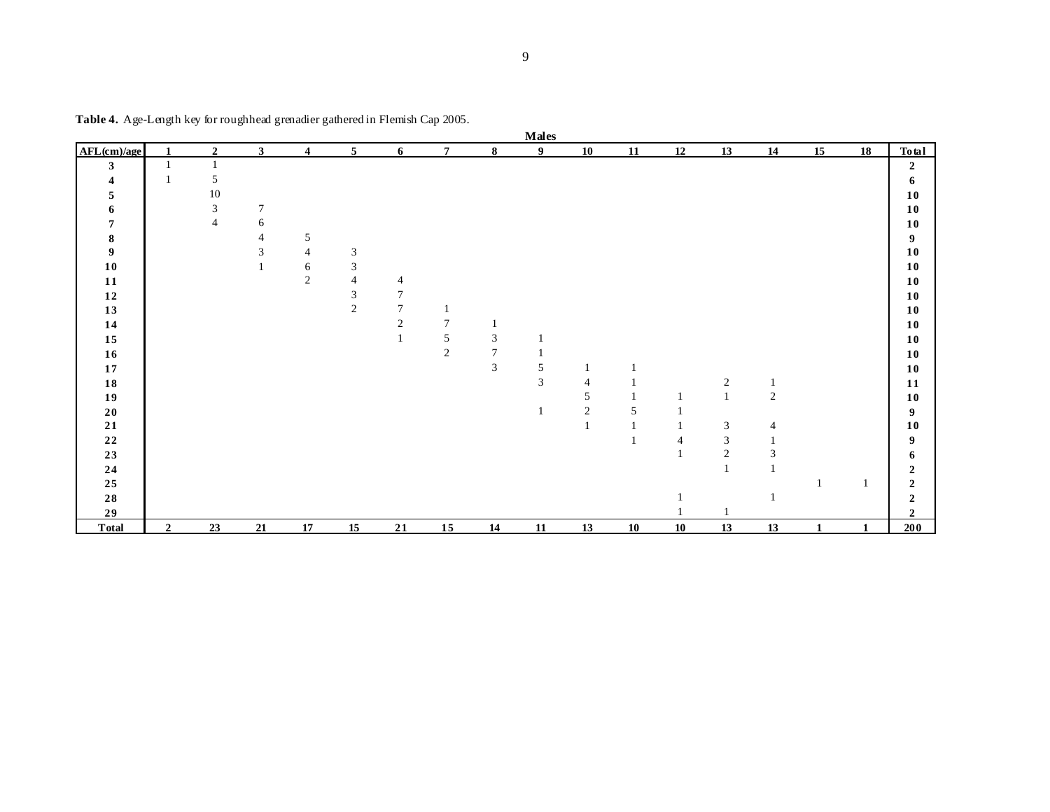**Table 4.** Age-Length key for roughhead grenadier gathered in Flemish Cap 2005.

| | Males | | | | | | | | | | | | | | | | |
|---|---|---|---|---|---|---|---|---|---|---|---|---|---|---|---|---|---|
| **AFL(cm)/age** | **1** | **2** | **3** | **4** | **5** | **6** | **7** | **8** | **9** | **10** | **11** | **12** | **13** | **14** | **15** | **18** | **Total** |
| **3** | 1 | 1 | | | | | | | | | | | | | | | **2** |
| **4** | 1 | 5 | | | | | | | | | | | | | | | **6** |
| **5** | | 10 | | | | | | | | | | | | | | | **10** |
| **6** | | 3 | 7 | | | | | | | | | | | | | | **10** |
| **7** | | 4 | 6 | | | | | | | | | | | | | | **10** |
| **8** | | | 4 | 5 | | | | | | | | | | | | | **9** |
| **9** | | | 3 | 4 | 3 | | | | | | | | | | | | **10** |
| **10** | | | 1 | 6 | 3 | | | | | | | | | | | | **10** |
| **11** | | | | 2 | 4 | 4 | | | | | | | | | | | **10** |
| **12** | | | | | 3 | 7 | | | | | | | | | | | **10** |
| **13** | | | | | 2 | 7 | 1 | | | | | | | | | | **10** |
| **14** | | | | | | 2 | 7 | 1 | | | | | | | | | **10** |
| **15** | | | | | | 1 | 5 | 3 | 1 | | | | | | | | **10** |
| **16** | | | | | | | 2 | 7 | 1 | | | | | | | | **10** |
| **17** | | | | | | | | 3 | 5 | 1 | 1 | | | | | | **10** |
| **18** | | | | | | | | | 3 | 4 | 1 | | 2 | 1 | | | **11** |
| **19** | | | | | | | | | | 5 | 1 | 1 | 1 | 2 | | | **10** |
| **20** | | | | | | | | | 1 | 2 | 5 | 1 | | | | | **9** |
| **21** | | | | | | | | | | 1 | 1 | 1 | 3 | 4 | | | **10** |
| **22** | | | | | | | | | | | 1 | 4 | 3 | 1 | | | **9** |
| **23** | | | | | | | | | | | | 1 | 2 | 3 | | | **6** |
| **24** | | | | | | | | | | | | | 1 | 1 | | | **2** |
| **25** | | | | | | | | | | | | | | | 1 | 1 | **2** |
| **28** | | | | | | | | | | | | 1 | | 1 | | | **2** |
| **29** | | | | | | | | | | | | 1 | 1 | | | | **2** |
| **Total** | **2** | **23** | **21** | **17** | **15** | **21** | **15** | **14** | **11** | **13** | **10** | **10** | **13** | **13** | **1** | **1** | **200** |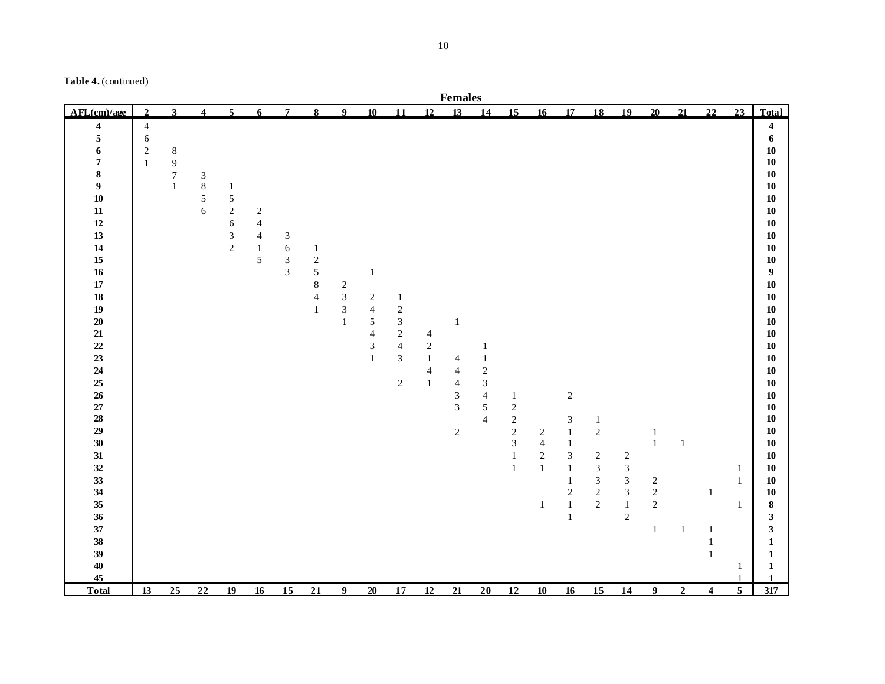**Table 4.** (continued)

| AFL(cm)/age | 2 | 3 | 4 | 5 | 6 | 7 | 8 | 9 | 10 | 11 | 12 | 13 | 14 | 15 | 16 | 17 | 18 | 19 | 20 | 21 | 22 | 23 | Total |
|---|---|---|---|---|---|---|---|---|---|---|---|---|---|---|---|---|---|---|---|---|---|---|---|
| | | | | | | | | | | | | **Females** | | | | | | | | | | | |
| **4** | 4 | | | | | | | | | | | | | | | | | | | | | | **4** |
| **5** | 6 | | | | | | | | | | | | | | | | | | | | | | **6** |
| **6** | 2 | 8 | | | | | | | | | | | | | | | | | | | | | **10** |
| **7** | 1 | 9 | | | | | | | | | | | | | | | | | | | | | **10** |
| **8** | | 7 | 3 | | | | | | | | | | | | | | | | | | | | **10** |
| **9** | | 1 | 8 | 1 | | | | | | | | | | | | | | | | | | | **10** |
| **10** | | | 5 | 5 | | | | | | | | | | | | | | | | | | | **10** |
| **11** | | | 6 | 2 | 2 | | | | | | | | | | | | | | | | | | **10** |
| **12** | | | | 6 | 4 | | | | | | | | | | | | | | | | | | **10** |
| **13** | | | | 3 | 4 | 3 | | | | | | | | | | | | | | | | | **10** |
| **14** | | | | 2 | 1 | 6 | 1 | | | | | | | | | | | | | | | | **10** |
| **15** | | | | | 5 | 3 | 2 | | | | | | | | | | | | | | | | **10** |
| **16** | | | | | | 3 | 5 | | 1 | | | | | | | | | | | | | | **9** |
| **17** | | | | | | | 8 | 2 | | | | | | | | | | | | | | | **10** |
| **18** | | | | | | | 4 | 3 | 2 | 1 | | | | | | | | | | | | | **10** |
| **19** | | | | | | | 1 | 3 | 4 | 2 | | | | | | | | | | | | | **10** |
| **20** | | | | | | | | 1 | 5 | 3 | | 1 | | | | | | | | | | | **10** |
| **21** | | | | | | | | | 4 | 2 | 4 | | | | | | | | | | | | **10** |
| **22** | | | | | | | | | 3 | 4 | 2 | | 1 | | | | | | | | | | **10** |
| **23** | | | | | | | | | 1 | 3 | 1 | 4 | 1 | | | | | | | | | | **10** |
| **24** | | | | | | | | | | | 4 | 4 | 2 | | | | | | | | | | **10** |
| **25** | | | | | | | | | | 2 | 1 | 4 | 3 | | | | | | | | | | **10** |
| **26** | | | | | | | | | | | | 3 | 4 | 1 | | 2 | | | | | | | **10** |
| **27** | | | | | | | | | | | | 3 | 5 | 2 | | | | | | | | | **10** |
| **28** | | | | | | | | | | | | | 4 | 2 | | 3 | 1 | | | | | | **10** |
| **29** | | | | | | | | | | | | 2 | | 2 | 2 | 1 | 2 | | 1 | | | | **10** |
| **30** | | | | | | | | | | | | | | 3 | 4 | 1 | | | 1 | 1 | | | **10** |
| **31** | | | | | | | | | | | | | | 1 | 2 | 3 | 2 | 2 | | | | | **10** |
| **32** | | | | | | | | | | | | | | 1 | 1 | 1 | 3 | 3 | | | | 1 | **10** |
| **33** | | | | | | | | | | | | | | | | 1 | 3 | 3 | 2 | | | 1 | **10** |
| **34** | | | | | | | | | | | | | | | | 2 | 2 | 3 | 2 | | 1 | | **10** |
| **35** | | | | | | | | | | | | | | | 1 | 1 | 2 | 1 | 2 | | | 1 | **8** |
| **36** | | | | | | | | | | | | | | | | 1 | | 2 | | | | | **3** |
| **37** | | | | | | | | | | | | | | | | | | | 1 | 1 | 1 | | **3** |
| **38** | | | | | | | | | | | | | | | | | | | | | 1 | | **1** |
| **39** | | | | | | | | | | | | | | | | | | | | | 1 | | **1** |
| **40** | | | | | | | | | | | | | | | | | | | | | | 1 | **1** |
| **45** | | | | | | | | | | | | | | | | | | | | | | 1 | **1** |
| **Total** | **13** | **25** | **22** | **19** | **16** | **15** | **21** | **9** | **20** | **17** | **12** | **21** | **20** | **12** | **10** | **16** | **15** | **14** | **9** | **2** | **4** | **5** | **317** |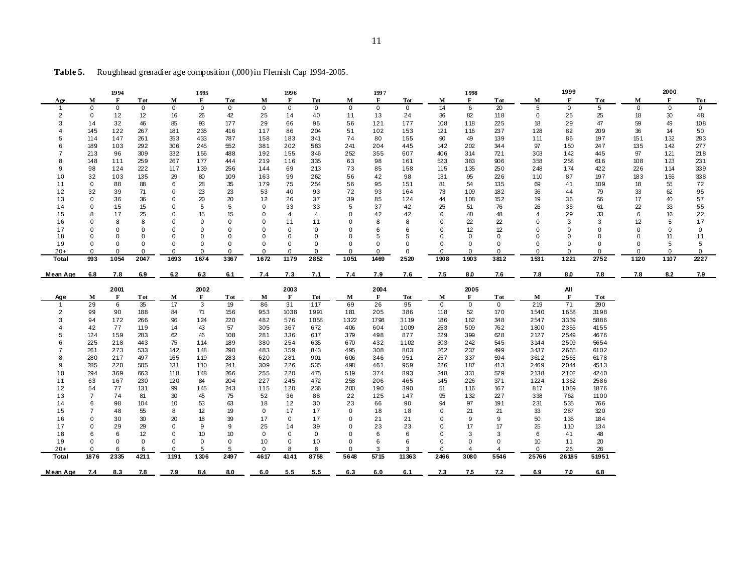**Table 5.** Roughhead grenadier age composition (,000) in Flemish Cap 1994-2005.

| | 1994 | | | 1995 | | | 1996 | | | 1997 | | | 1998 | | | 1999 | | | 2000 | | |
|---|---|---|---|---|---|---|---|---|---|---|---|---|---|---|---|---|---|---|---|---|---|
| Age | M | F | Tot | M | F | Tot | M | F | Tot | M | F | Tot | M | F | Tot | M | F | Tot | M | F | Tot |
| 1 | 0 | 0 | 0 | 0 | 0 | 0 | 0 | 0 | 0 | 0 | 0 | 0 | 14 | 6 | 20 | 5 | 0 | 5 | 0 | 0 | 0 |
| 2 | 0 | 12 | 12 | 16 | 26 | 42 | 25 | 14 | 40 | 11 | 13 | 24 | 36 | 82 | 118 | 0 | 25 | 25 | 18 | 30 | 48 |
| 3 | 14 | 32 | 46 | 85 | 93 | 177 | 29 | 66 | 95 | 56 | 121 | 177 | 108 | 118 | 225 | 18 | 29 | 47 | 59 | 49 | 108 |
| 4 | 145 | 122 | 267 | 181 | 235 | 416 | 117 | 86 | 204 | 51 | 102 | 153 | 121 | 116 | 237 | 128 | 82 | 209 | 36 | 14 | 50 |
| 5 | 114 | 147 | 261 | 353 | 433 | 787 | 158 | 183 | 341 | 74 | 80 | 155 | 90 | 49 | 139 | 111 | 86 | 197 | 151 | 132 | 283 |
| 6 | 189 | 103 | 292 | 306 | 245 | 552 | 381 | 202 | 583 | 241 | 204 | 445 | 142 | 202 | 344 | 97 | 150 | 247 | 135 | 142 | 277 |
| 7 | 213 | 96 | 309 | 332 | 156 | 488 | 192 | 155 | 346 | 252 | 355 | 607 | 406 | 314 | 721 | 303 | 142 | 445 | 97 | 121 | 218 |
| 8 | 148 | 111 | 259 | 267 | 177 | 444 | 219 | 116 | 335 | 63 | 98 | 161 | 523 | 383 | 906 | 358 | 258 | 616 | 108 | 123 | 231 |
| 9 | 98 | 124 | 222 | 117 | 139 | 256 | 144 | 69 | 213 | 73 | 85 | 158 | 115 | 135 | 250 | 248 | 174 | 422 | 226 | 114 | 339 |
| 10 | 32 | 103 | 135 | 29 | 80 | 109 | 163 | 99 | 262 | 56 | 42 | 98 | 131 | 95 | 226 | 110 | 87 | 197 | 183 | 155 | 338 |
| 11 | 0 | 88 | 88 | 6 | 28 | 35 | 179 | 75 | 254 | 56 | 95 | 151 | 81 | 54 | 135 | 69 | 41 | 109 | 18 | 55 | 72 |
| 12 | 32 | 39 | 71 | 0 | 23 | 23 | 53 | 40 | 93 | 72 | 93 | 164 | 73 | 109 | 182 | 36 | 44 | 79 | 33 | 62 | 95 |
| 13 | 0 | 36 | 36 | 0 | 20 | 20 | 12 | 26 | 37 | 39 | 85 | 124 | 44 | 108 | 152 | 19 | 36 | 56 | 17 | 40 | 57 |
| 14 | 0 | 15 | 15 | 0 | 5 | 5 | 0 | 33 | 33 | 5 | 37 | 42 | 25 | 51 | 76 | 26 | 35 | 61 | 22 | 33 | 55 |
| 15 | 8 | 17 | 25 | 0 | 15 | 15 | 0 | 4 | 4 | 0 | 42 | 42 | 0 | 48 | 48 | 4 | 29 | 33 | 6 | 16 | 22 |
| 16 | 0 | 8 | 8 | 0 | 0 | 0 | 0 | 11 | 11 | 0 | 8 | 8 | 0 | 22 | 22 | 0 | 3 | 3 | 12 | 5 | 17 |
| 17 | 0 | 0 | 0 | 0 | 0 | 0 | 0 | 0 | 0 | 0 | 6 | 6 | 0 | 12 | 12 | 0 | 0 | 0 | 0 | 0 | 0 |
| 18 | 0 | 0 | 0 | 0 | 0 | 0 | 0 | 0 | 0 | 0 | 5 | 5 | 0 | 0 | 0 | 0 | 0 | 0 | 0 | 11 | 11 |
| 19 | 0 | 0 | 0 | 0 | 0 | 0 | 0 | 0 | 0 | 0 | 0 | 0 | 0 | 0 | 0 | 0 | 0 | 0 | 0 | 5 | 5 |
| 20+ | 0 | 0 | 0 | 0 | 0 | 0 | 0 | 0 | 0 | 0 | 0 | 0 | 0 | 0 | 0 | 0 | 0 | 0 | 0 | 0 | 0 |
| **Total** | **993** | **1054** | **2047** | **1693** | **1674** | **3367** | **1672** | **1179** | **2852** | **1051** | **1469** | **2520** | **1908** | **1903** | **3812** | **1531** | **1221** | **2752** | **1120** | **1107** | **2227** |
| **Mean Age** | **6.8** | **7.8** | **6.9** | **6.2** | **6.3** | **6.1** | **7.4** | **7.3** | **7.1** | **7.4** | **7.9** | **7.6** | **7.5** | **8.0** | **7.6** | **7.8** | **8.0** | **7.8** | **7.8** | **8.2** | **7.9** |

| | 2001 | | | 2002 | | | 2003 | | | 2004 | | | 2005 | | | All | | |
|---|---|---|---|---|---|---|---|---|---|---|---|---|---|---|---|---|---|---|
| Age | M | F | Tot | M | F | Tot | M | F | Tot | M | F | Tot | M | F | Tot | M | F | Tot |
| 1 | 29 | 6 | 35 | 17 | 3 | 19 | 86 | 31 | 117 | 69 | 26 | 95 | 0 | 0 | 0 | 219 | 71 | 290 |
| 2 | 99 | 90 | 188 | 84 | 71 | 156 | 953 | 1038 | 1991 | 181 | 205 | 386 | 118 | 52 | 170 | 1540 | 1658 | 3198 |
| 3 | 94 | 172 | 266 | 96 | 124 | 220 | 482 | 576 | 1058 | 1322 | 1798 | 3119 | 186 | 162 | 348 | 2547 | 3339 | 5886 |
| 4 | 42 | 77 | 119 | 14 | 43 | 57 | 305 | 367 | 672 | 406 | 604 | 1009 | 253 | 509 | 762 | 1800 | 2355 | 4155 |
| 5 | 124 | 159 | 283 | 62 | 46 | 108 | 281 | 336 | 617 | 379 | 498 | 877 | 229 | 399 | 628 | 2127 | 2549 | 4676 |
| 6 | 225 | 218 | 443 | 75 | 114 | 189 | 380 | 254 | 635 | 670 | 432 | 1102 | 303 | 242 | 545 | 3144 | 2509 | 5654 |
| 7 | 261 | 273 | 533 | 142 | 148 | 290 | 483 | 359 | 843 | 495 | 308 | 803 | 262 | 237 | 499 | 3437 | 2665 | 6102 |
| 8 | 280 | 217 | 497 | 165 | 119 | 283 | 620 | 281 | 901 | 606 | 346 | 951 | 257 | 337 | 594 | 3612 | 2565 | 6178 |
| 9 | 285 | 220 | 505 | 131 | 110 | 241 | 309 | 226 | 535 | 498 | 461 | 959 | 226 | 187 | 413 | 2469 | 2044 | 4513 |
| 10 | 294 | 369 | 663 | 118 | 148 | 266 | 255 | 220 | 475 | 519 | 374 | 893 | 248 | 331 | 579 | 2138 | 2102 | 4240 |
| 11 | 63 | 167 | 230 | 120 | 84 | 204 | 227 | 245 | 472 | 258 | 206 | 465 | 145 | 226 | 371 | 1224 | 1362 | 2586 |
| 12 | 54 | 77 | 131 | 99 | 145 | 243 | 115 | 120 | 236 | 200 | 190 | 390 | 51 | 116 | 167 | 817 | 1059 | 1876 |
| 13 | 7 | 74 | 81 | 30 | 45 | 75 | 52 | 36 | 88 | 22 | 125 | 147 | 95 | 132 | 227 | 338 | 762 | 1100 |
| 14 | 6 | 98 | 104 | 10 | 53 | 63 | 18 | 12 | 30 | 23 | 66 | 90 | 94 | 97 | 191 | 231 | 535 | 766 |
| 15 | 7 | 48 | 55 | 8 | 12 | 19 | 0 | 17 | 17 | 0 | 18 | 18 | 0 | 21 | 21 | 33 | 287 | 320 |
| 16 | 0 | 30 | 30 | 20 | 18 | 39 | 17 | 0 | 17 | 0 | 21 | 21 | 0 | 9 | 9 | 50 | 135 | 184 |
| 17 | 0 | 29 | 29 | 0 | 9 | 9 | 25 | 14 | 39 | 0 | 23 | 23 | 0 | 17 | 17 | 25 | 110 | 134 |
| 18 | 6 | 6 | 12 | 0 | 10 | 10 | 0 | 0 | 0 | 0 | 6 | 6 | 0 | 3 | 3 | 6 | 41 | 48 |
| 19 | 0 | 0 | 0 | 0 | 0 | 0 | 10 | 0 | 10 | 0 | 6 | 6 | 0 | 0 | 0 | 10 | 11 | 20 |
| 20+ | 0 | 6 | 6 | 0 | 5 | 5 | 0 | 8 | 8 | 0 | 3 | 3 | 0 | 4 | 4 | 0 | 26 | 26 |
| **Total** | **1876** | **2335** | **4211** | **1191** | **1306** | **2497** | **4617** | **4141** | **8758** | **5648** | **5715** | **11363** | **2466** | **3080** | **5546** | **25766** | **26185** | **51951** |
| **Mean Age** | **7.4** | **8.3** | **7.8** | **7.9** | **8.4** | **8.0** | **6.0** | **5.5** | **5.5** | **6.3** | **6.0** | **6.1** | **7.3** | **7.5** | **7.2** | **6.9** | **7.0** | **6.8** |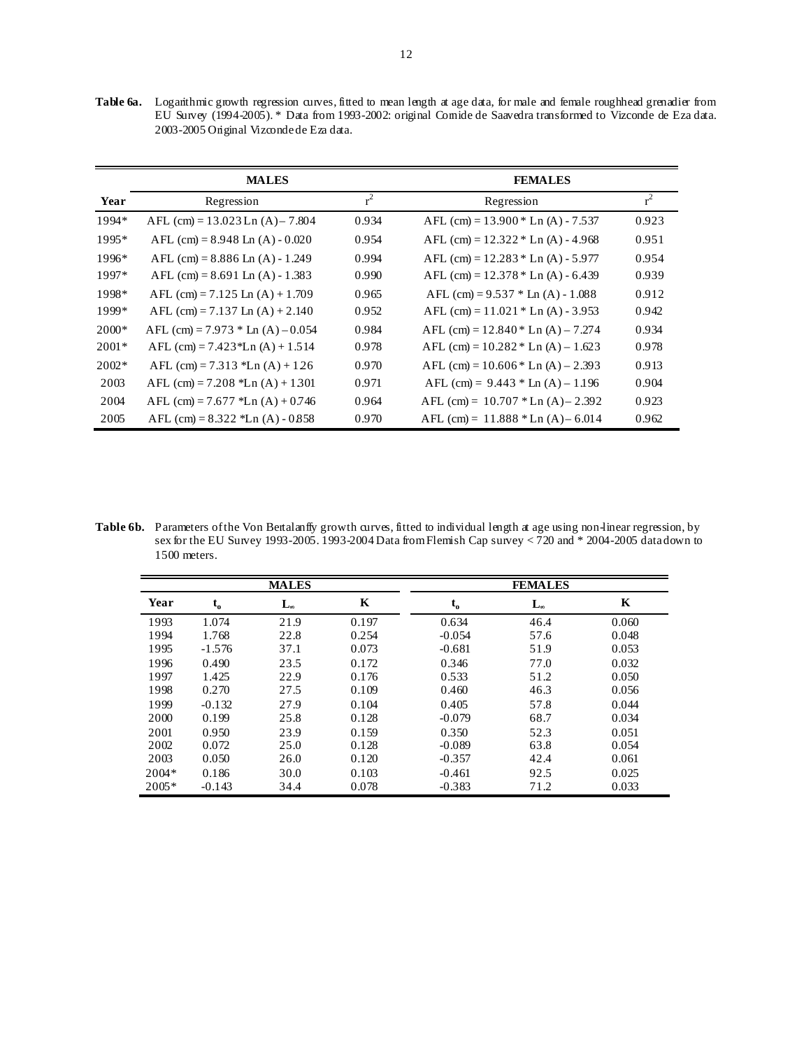**Table 6a.** Logarithmic growth regression curves, fitted to mean length at age data, for male and female roughhead grenadier from EU Survey (1994-2005). * Data from 1993-2002: original Cornide de Saavedra transformed to Vizconde de Eza data. 2003-2005 Original Vizconde de Eza data.

| | MALES | | FEMALES | |
|---|---|---|---|---|
| **Year** | Regression | $r^2$ | Regression | $r^2$ |
| 1994* | AFL (cm) = 13.023 Ln (A) – 7.804 | 0.934 | AFL (cm) = 13.900 * Ln (A) - 7.537 | 0.923 |
| 1995* | AFL (cm) = 8.948 Ln (A) - 0.020 | 0.954 | AFL (cm) = 12.322 * Ln (A) - 4.968 | 0.951 |
| 1996* | AFL (cm) = 8.886 Ln (A) - 1.249 | 0.994 | AFL (cm) = 12.283 * Ln (A) - 5.977 | 0.954 |
| 1997* | AFL (cm) = 8.691 Ln (A) - 1.383 | 0.990 | AFL (cm) = 12.378 * Ln (A) - 6.439 | 0.939 |
| 1998* | AFL (cm) = 7.125 Ln (A) + 1.709 | 0.965 | AFL (cm) = 9.537 * Ln (A) - 1.088 | 0.912 |
| 1999* | AFL (cm) = 7.137 Ln (A) + 2.140 | 0.952 | AFL (cm) = 11.021 * Ln (A) - 3.953 | 0.942 |
| 2000* | AFL (cm) = 7.973 * Ln (A) – 0.054 | 0.984 | AFL (cm) = 12.840 * Ln (A) – 7.274 | 0.934 |
| 2001* | AFL (cm) = 7.423*Ln (A) + 1.514 | 0.978 | AFL (cm) = 10.282 * Ln (A) – 1.623 | 0.978 |
| 2002* | AFL (cm) = 7.313 *Ln (A) + 1.26 | 0.970 | AFL (cm) = 10.606 * Ln (A) – 2.393 | 0.913 |
| 2003 | AFL (cm) = 7.208 *Ln (A) + 1.301 | 0.971 | AFL (cm) = 9.443 * Ln (A) – 1.196 | 0.904 |
| 2004 | AFL (cm) = 7.677 *Ln (A) + 0.746 | 0.964 | AFL (cm) = 10.707 * Ln (A) – 2.392 | 0.923 |
| 2005 | AFL (cm) = 8.322 *Ln (A) - 0.858 | 0.970 | AFL (cm) = 11.888 * Ln (A) – 6.014 | 0.962 |

**Table 6b.** Parameters of the Von Bertalanffy growth curves, fitted to individual length at age using non-linear regression, by sex for the EU Survey 1993-2005. 1993-2004 Data from Flemish Cap survey < 720 and * 2004-2005 data down to 1500 meters.

| | MALES | | | FEMALES | | |
|---|---|---|---|---|---|---|
| **Year** | $t_o$ | $L_\infty$ | **K** | $t_o$ | $L_\infty$ | **K** |
| 1993 | 1.074 | 21.9 | 0.197 | 0.634 | 46.4 | 0.060 |
| 1994 | 1.768 | 22.8 | 0.254 | -0.054 | 57.6 | 0.048 |
| 1995 | -1.576 | 37.1 | 0.073 | -0.681 | 51.9 | 0.053 |
| 1996 | 0.490 | 23.5 | 0.172 | 0.346 | 77.0 | 0.032 |
| 1997 | 1.425 | 22.9 | 0.176 | 0.533 | 51.2 | 0.050 |
| 1998 | 0.270 | 27.5 | 0.109 | 0.460 | 46.3 | 0.056 |
| 1999 | -0.132 | 27.9 | 0.104 | 0.405 | 57.8 | 0.044 |
| 2000 | 0.199 | 25.8 | 0.128 | -0.079 | 68.7 | 0.034 |
| 2001 | 0.950 | 23.9 | 0.159 | 0.350 | 52.3 | 0.051 |
| 2002 | 0.072 | 25.0 | 0.128 | -0.089 | 63.8 | 0.054 |
| 2003 | 0.050 | 26.0 | 0.120 | -0.357 | 42.4 | 0.061 |
| 2004* | 0.186 | 30.0 | 0.103 | -0.461 | 92.5 | 0.025 |
| 2005* | -0.143 | 34.4 | 0.078 | -0.383 | 71.2 | 0.033 |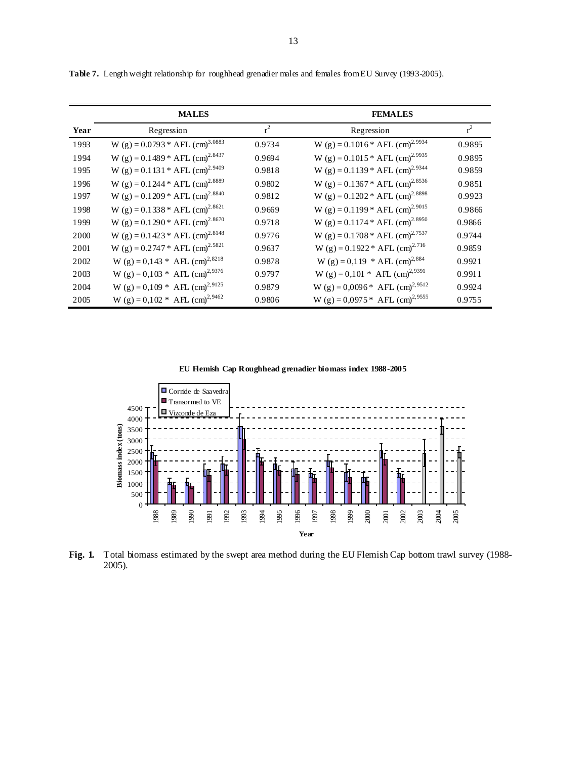**Table 7.** Length weight relationship for roughhead grenadier males and females from EU Survey (1993-2005).

| | MALES | | FEMALES | |
|---|---|---|---|---|
| **Year** | Regression | $r^2$ | Regression | $r^2$ |
| 1993 | W (g) = 0.0793 * AFL (cm)$^{3.0883}$ | 0.9734 | W (g) = 0.1016 * AFL (cm)$^{2.9934}$ | 0.9895 |
| 1994 | W (g) = 0.1489 * AFL (cm)$^{2.8437}$ | 0.9694 | W (g) = 0.1015 * AFL (cm)$^{2.9935}$ | 0.9895 |
| 1995 | W (g) = 0.1131 * AFL (cm)$^{2.9409}$ | 0.9818 | W (g) = 0.1139 * AFL (cm)$^{2.9344}$ | 0.9859 |
| 1996 | W (g) = 0.1244 * AFL (cm)$^{2.8889}$ | 0.9802 | W (g) = 0.1367 * AFL (cm)$^{2.8536}$ | 0.9851 |
| 1997 | W (g) = 0.1209 * AFL (cm)$^{2.8840}$ | 0.9812 | W (g) = 0.1202 * AFL (cm)$^{2.8898}$ | 0.9923 |
| 1998 | W (g) = 0.1338 * AFL (cm)$^{2.8621}$ | 0.9669 | W (g) = 0.1199 * AFL (cm)$^{2.9015}$ | 0.9866 |
| 1999 | W (g) = 0.1290 * AFL (cm)$^{2.8670}$ | 0.9718 | W (g) = 0.1174 * AFL (cm)$^{2.8950}$ | 0.9866 |
| 2000 | W (g) = 0.1423 * AFL (cm)$^{2.8148}$ | 0.9776 | W (g) = 0.1708 * AFL (cm)$^{2.7537}$ | 0.9744 |
| 2001 | W (g) = 0.2747 * AFL (cm)$^{2.5821}$ | 0.9637 | W (g) = 0.1922 * AFL (cm)$^{2.716}$ | 0.9859 |
| 2002 | W (g) = 0,143 * AFL (cm)$^{2,8218}$ | 0.9878 | W (g) = 0,119 * AFL (cm)$^{2,884}$ | 0.9921 |
| 2003 | W (g) = 0,103 * AFL (cm)$^{2,9376}$ | 0.9797 | W (g) = 0,101 * AFL (cm)$^{2,9391}$ | 0.9911 |
| 2004 | W (g) = 0,109 * AFL (cm)$^{2,9125}$ | 0.9879 | W (g) = 0,0096 * AFL (cm)$^{2,9512}$ | 0.9924 |
| 2005 | W (g) = 0,102 * AFL (cm)$^{2,9462}$ | 0.9806 | W (g) = 0,0975 * AFL (cm)$^{2,9555}$ | 0.9755 |

**Fig. 1.** Total biomass estimated by the swept area method during the EU Flemish Cap bottom trawl survey (1988-2005).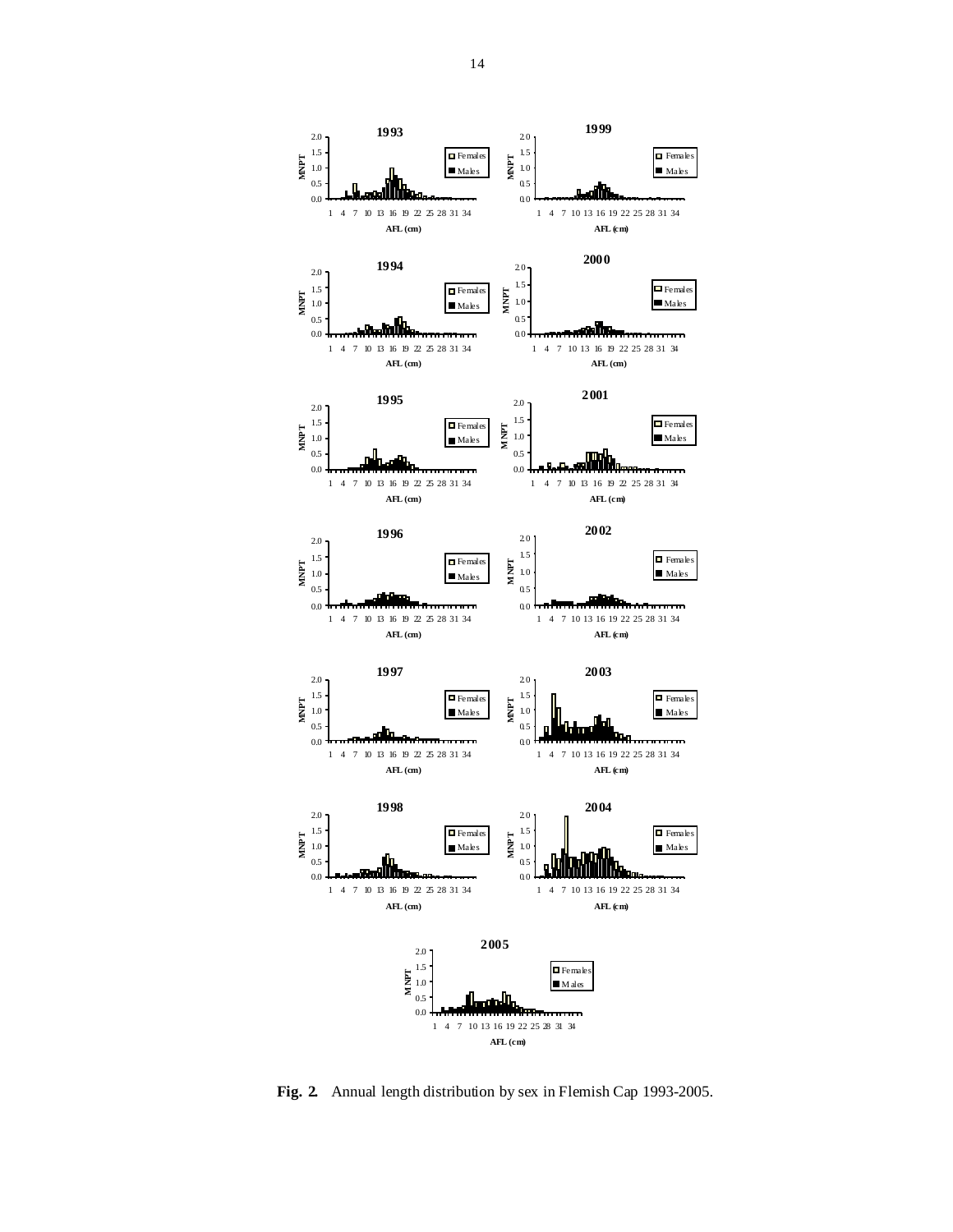**Fig. 2.** Annual length distribution by sex in Flemish Cap 1993-2005.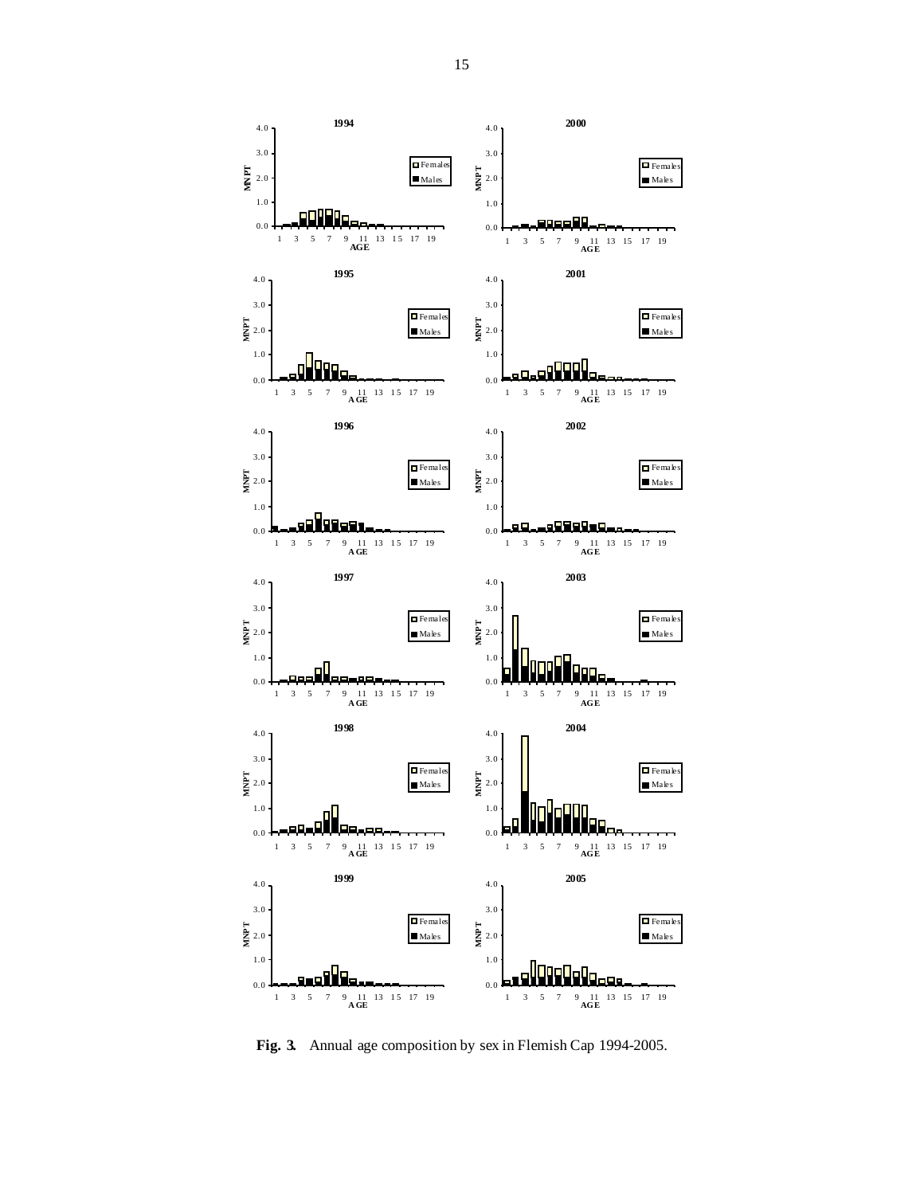**Fig. 3.** Annual age composition by sex in Flemish Cap 1994-2005.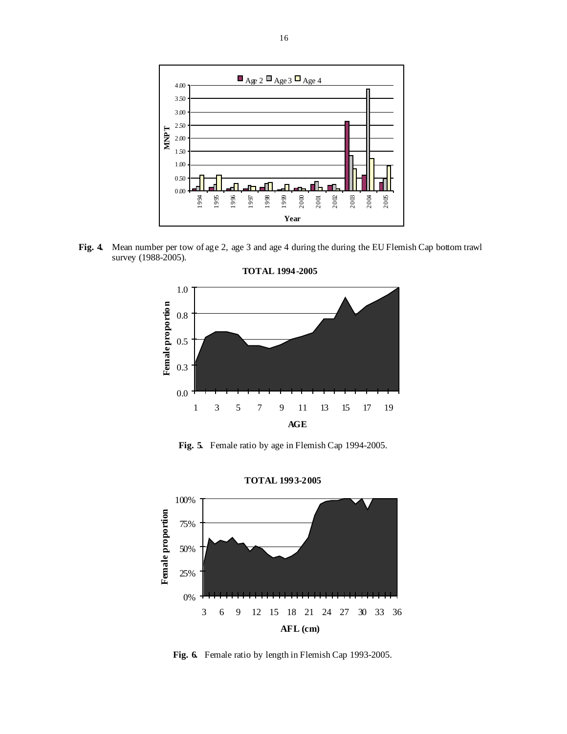**Fig. 4.** Mean number per tow of age 2, age 3 and age 4 during the during the EU Flemish Cap bottom trawl survey (1988-2005).

**Fig. 5.** Female ratio by age in Flemish Cap 1994-2005.

**Fig. 6.** Female ratio by length in Flemish Cap 1993-2005.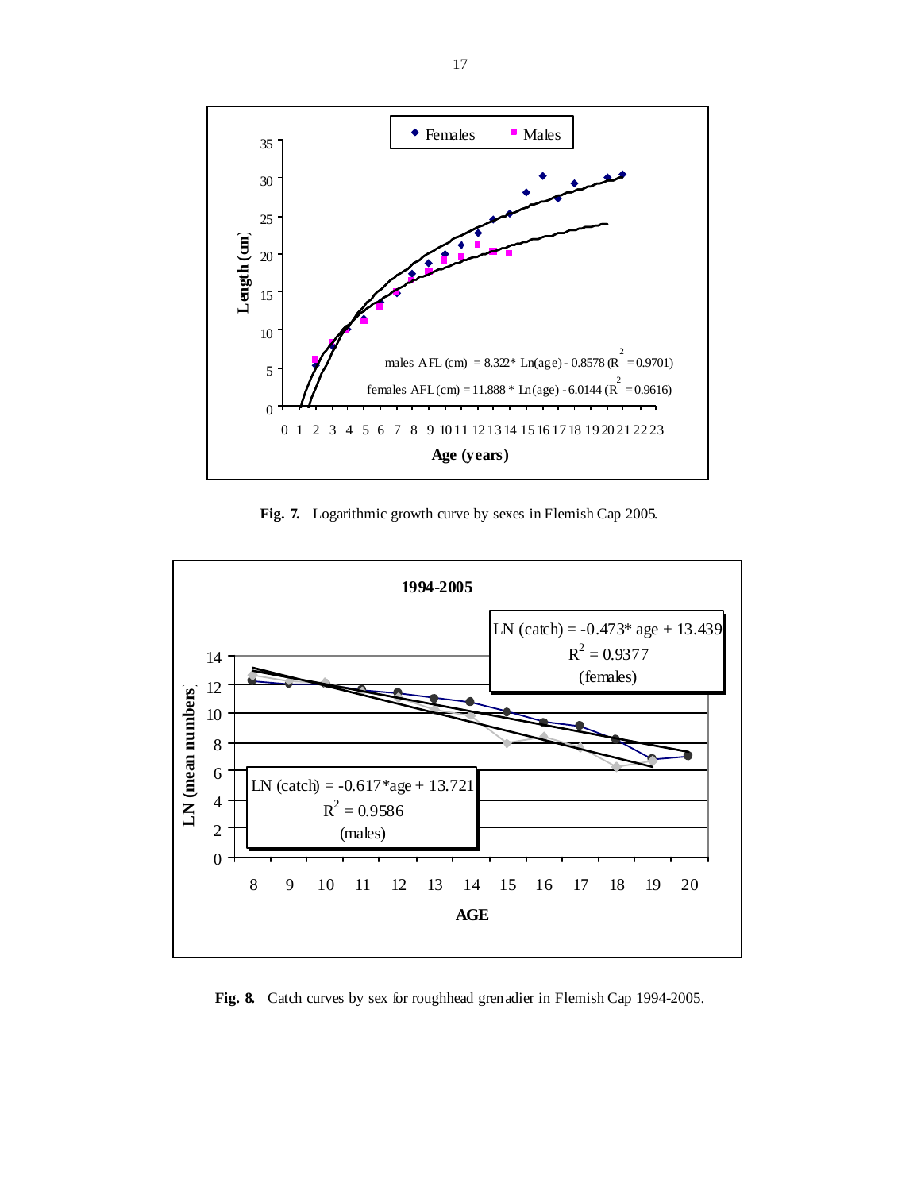Fig. 7. Logarithmic growth curve by sexes in Flemish Cap 2005.

Fig. 8. Catch curves by sex for roughhead grenadier in Flemish Cap 1994-2005.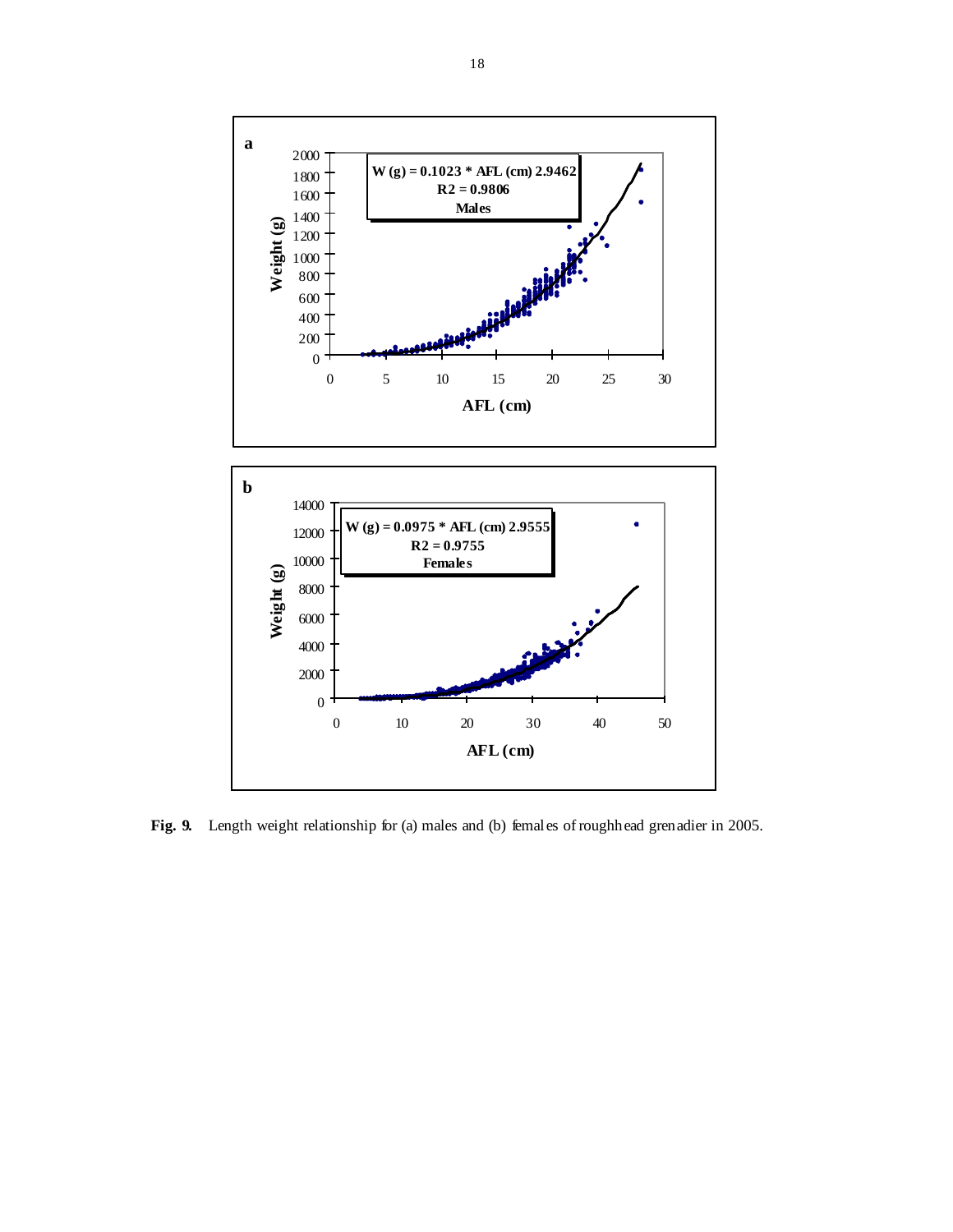a

W (g) = 0.1023 * AFL (cm) 2.9462
R2 = 0.9806
Males

Weight (g)

2000
1800
1600
1400
1200
1000
800
600
400
200
0

0 5 10 15 20 25 30

AFL (cm)

b

W (g) = 0.0975 * AFL (cm) 2.9555
R2 = 0.9755
Females

Weight (g)

14000
12000
10000
8000
6000
4000
2000
0

0 10 20 30 40 50

AFL (cm)

**Fig. 9.** Length weight relationship for (a) males and (b) females of roughhead grenadier in 2005.